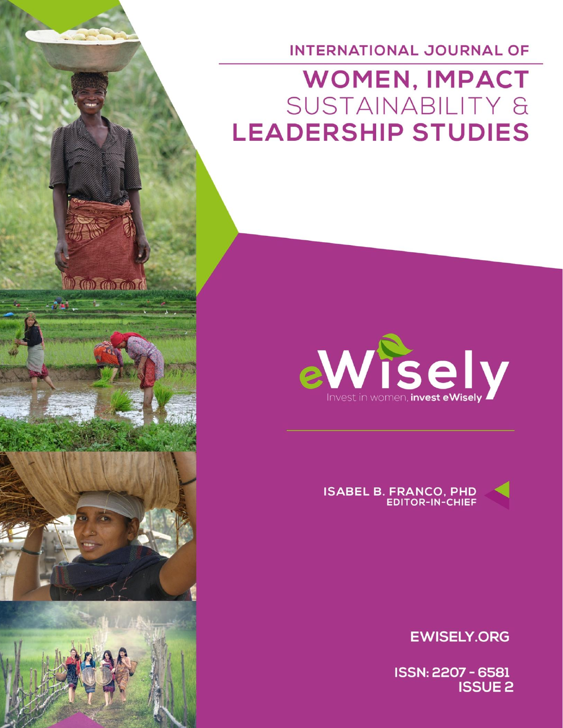INTERNATIONAL JOURNAL OF

# WOMEN, IMPACT SUSTAINABILITY & LEADERSHIP STUDIES

eWisely

Invest in women, **invest eWisely**

**ISABEL B. FRANCO, PHD**
**EDITOR-IN-CHIEF**

**EWISELY.ORG**

**ISSN: 2207 - 6581**
**ISSUE 2**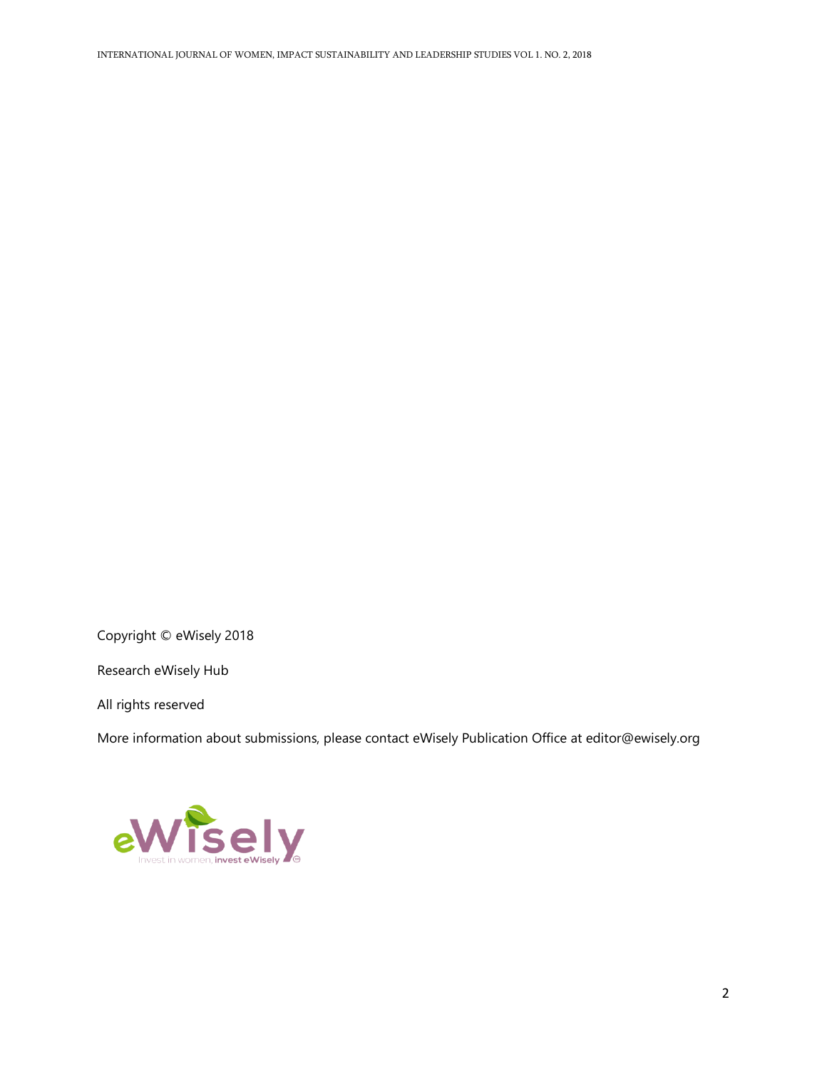Copyright © eWisely 2018

Research eWisely Hub

All rights reserved

More information about submissions, please contact eWisely Publication Office at editor@ewisely.org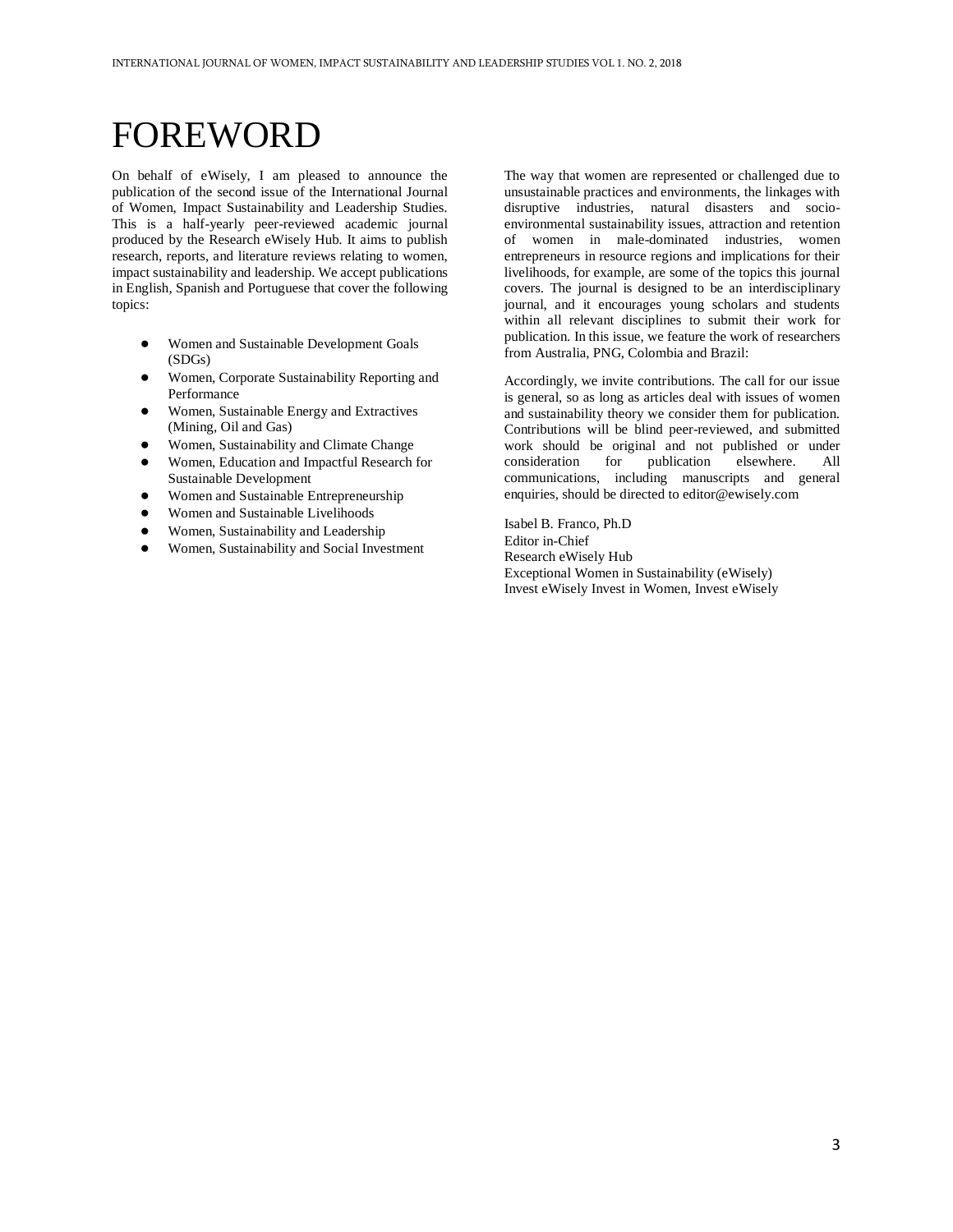# FOREWORD

On behalf of eWisely, I am pleased to announce the publication of the second issue of the International Journal of Women, Impact Sustainability and Leadership Studies. This is a half-yearly peer-reviewed academic journal produced by the Research eWisely Hub. It aims to publish research, reports, and literature reviews relating to women, impact sustainability and leadership. We accept publications in English, Spanish and Portuguese that cover the following topics:

- Women and Sustainable Development Goals (SDGs)
- Women, Corporate Sustainability Reporting and Performance
- Women, Sustainable Energy and Extractives (Mining, Oil and Gas)
- Women, Sustainability and Climate Change
- Women, Education and Impactful Research for Sustainable Development
- Women and Sustainable Entrepreneurship
- Women and Sustainable Livelihoods
- Women, Sustainability and Leadership
- Women, Sustainability and Social Investment

The way that women are represented or challenged due to unsustainable practices and environments, the linkages with disruptive industries, natural disasters and socio-environmental sustainability issues, attraction and retention of women in male-dominated industries, women entrepreneurs in resource regions and implications for their livelihoods, for example, are some of the topics this journal covers. The journal is designed to be an interdisciplinary journal, and it encourages young scholars and students within all relevant disciplines to submit their work for publication. In this issue, we feature the work of researchers from Australia, PNG, Colombia and Brazil:

Accordingly, we invite contributions. The call for our issue is general, so as long as articles deal with issues of women and sustainability theory we consider them for publication. Contributions will be blind peer-reviewed, and submitted work should be original and not published or under consideration for publication elsewhere. All communications, including manuscripts and general enquiries, should be directed to editor@ewisely.com

Isabel B. Franco, Ph.D  
Editor in-Chief  
Research eWisely Hub  
Exceptional Women in Sustainability (eWisely)  
Invest eWisely Invest in Women, Invest eWisely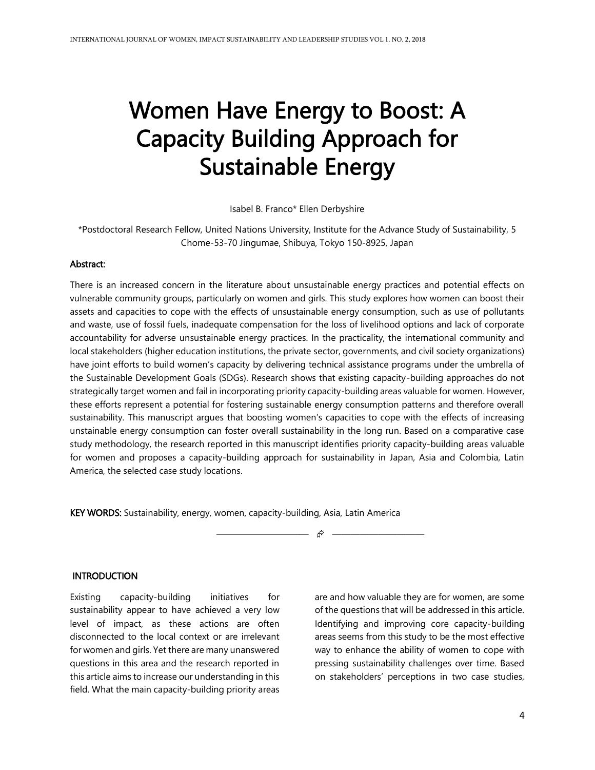# Women Have Energy to Boost: A Capacity Building Approach for Sustainable Energy

Isabel B. Franco* Ellen Derbyshire

*Postdoctoral Research Fellow, United Nations University, Institute for the Advance Study of Sustainability, 5 Chome-53-70 Jingumae, Shibuya, Tokyo 150-8925, Japan

**Abstract:**

There is an increased concern in the literature about unsustainable energy practices and potential effects on vulnerable community groups, particularly on women and girls. This study explores how women can boost their assets and capacities to cope with the effects of unsustainable energy consumption, such as use of pollutants and waste, use of fossil fuels, inadequate compensation for the loss of livelihood options and lack of corporate accountability for adverse unsustainable energy practices. In the practicality, the international community and local stakeholders (higher education institutions, the private sector, governments, and civil society organizations) have joint efforts to build women's capacity by delivering technical assistance programs under the umbrella of the Sustainable Development Goals (SDGs). Research shows that existing capacity-building approaches do not strategically target women and fail in incorporating priority capacity-building areas valuable for women. However, these efforts represent a potential for fostering sustainable energy consumption patterns and therefore overall sustainability. This manuscript argues that boosting women's capacities to cope with the effects of increasing unstainable energy consumption can foster overall sustainability in the long run. Based on a comparative case study methodology, the research reported in this manuscript identifies priority capacity-building areas valuable for women and proposes a capacity-building approach for sustainability in Japan, Asia and Colombia, Latin America, the selected case study locations.

**KEY WORDS:** Sustainability, energy, women, capacity-building, Asia, Latin America

## INTRODUCTION

Existing capacity-building initiatives for sustainability appear to have achieved a very low level of impact, as these actions are often disconnected to the local context or are irrelevant for women and girls. Yet there are many unanswered questions in this area and the research reported in this article aims to increase our understanding in this field. What the main capacity-building priority areas are and how valuable they are for women, are some of the questions that will be addressed in this article. Identifying and improving core capacity-building areas seems from this study to be the most effective way to enhance the ability of women to cope with pressing sustainability challenges over time. Based on stakeholders' perceptions in two case studies,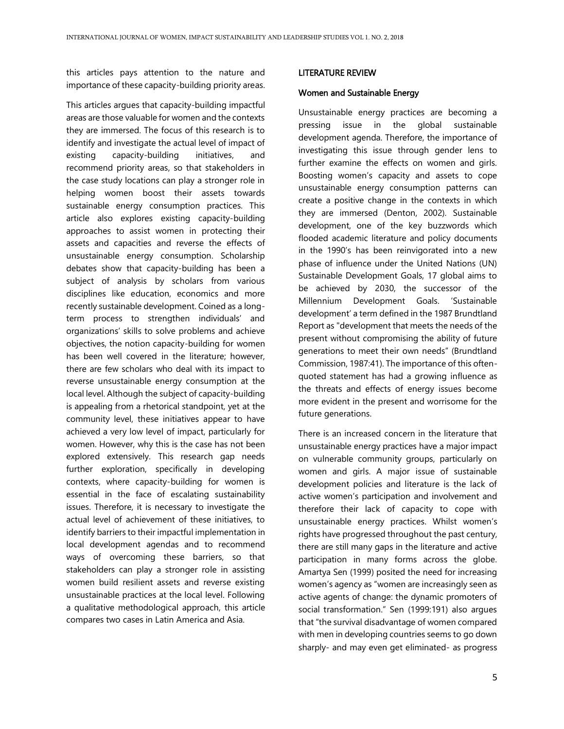this articles pays attention to the nature and importance of these capacity-building priority areas.

This articles argues that capacity-building impactful areas are those valuable for women and the contexts they are immersed. The focus of this research is to identify and investigate the actual level of impact of existing capacity-building initiatives, and recommend priority areas, so that stakeholders in the case study locations can play a stronger role in helping women boost their assets towards sustainable energy consumption practices. This article also explores existing capacity-building approaches to assist women in protecting their assets and capacities and reverse the effects of unsustainable energy consumption. Scholarship debates show that capacity-building has been a subject of analysis by scholars from various disciplines like education, economics and more recently sustainable development. Coined as a long-term process to strengthen individuals' and organizations' skills to solve problems and achieve objectives, the notion capacity-building for women has been well covered in the literature; however, there are few scholars who deal with its impact to reverse unsustainable energy consumption at the local level. Although the subject of capacity-building is appealing from a rhetorical standpoint, yet at the community level, these initiatives appear to have achieved a very low level of impact, particularly for women. However, why this is the case has not been explored extensively. This research gap needs further exploration, specifically in developing contexts, where capacity-building for women is essential in the face of escalating sustainability issues. Therefore, it is necessary to investigate the actual level of achievement of these initiatives, to identify barriers to their impactful implementation in local development agendas and to recommend ways of overcoming these barriers, so that stakeholders can play a stronger role in assisting women build resilient assets and reverse existing unsustainable practices at the local level. Following a qualitative methodological approach, this article compares two cases in Latin America and Asia.

## LITERATURE REVIEW

### Women and Sustainable Energy

Unsustainable energy practices are becoming a pressing issue in the global sustainable development agenda. Therefore, the importance of investigating this issue through gender lens to further examine the effects on women and girls. Boosting women's capacity and assets to cope unsustainable energy consumption patterns can create a positive change in the contexts in which they are immersed (Denton, 2002). Sustainable development, one of the key buzzwords which flooded academic literature and policy documents in the 1990's has been reinvigorated into a new phase of influence under the United Nations (UN) Sustainable Development Goals, 17 global aims to be achieved by 2030, the successor of the Millennium Development Goals. 'Sustainable development' a term defined in the 1987 Brundtland Report as "development that meets the needs of the present without compromising the ability of future generations to meet their own needs" (Brundtland Commission, 1987:41). The importance of this often-quoted statement has had a growing influence as the threats and effects of energy issues become more evident in the present and worrisome for the future generations.

There is an increased concern in the literature that unsustainable energy practices have a major impact on vulnerable community groups, particularly on women and girls. A major issue of sustainable development policies and literature is the lack of active women's participation and involvement and therefore their lack of capacity to cope with unsustainable energy practices. Whilst women's rights have progressed throughout the past century, there are still many gaps in the literature and active participation in many forms across the globe. Amartya Sen (1999) posited the need for increasing women's agency as "women are increasingly seen as active agents of change: the dynamic promoters of social transformation." Sen (1999:191) also argues that "the survival disadvantage of women compared with men in developing countries seems to go down sharply- and may even get eliminated- as progress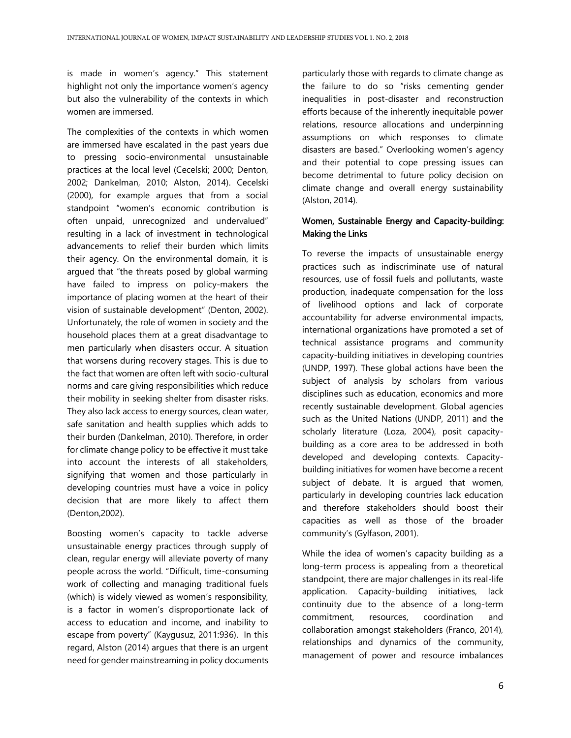is made in women's agency." This statement highlight not only the importance women's agency but also the vulnerability of the contexts in which women are immersed.

The complexities of the contexts in which women are immersed have escalated in the past years due to pressing socio-environmental unsustainable practices at the local level (Cecelski; 2000; Denton, 2002; Dankelman, 2010; Alston, 2014). Cecelski (2000), for example argues that from a social standpoint "women's economic contribution is often unpaid, unrecognized and undervalued" resulting in a lack of investment in technological advancements to relief their burden which limits their agency. On the environmental domain, it is argued that "the threats posed by global warming have failed to impress on policy-makers the importance of placing women at the heart of their vision of sustainable development" (Denton, 2002). Unfortunately, the role of women in society and the household places them at a great disadvantage to men particularly when disasters occur. A situation that worsens during recovery stages. This is due to the fact that women are often left with socio-cultural norms and care giving responsibilities which reduce their mobility in seeking shelter from disaster risks. They also lack access to energy sources, clean water, safe sanitation and health supplies which adds to their burden (Dankelman, 2010). Therefore, in order for climate change policy to be effective it must take into account the interests of all stakeholders, signifying that women and those particularly in developing countries must have a voice in policy decision that are more likely to affect them (Denton,2002).

Boosting women's capacity to tackle adverse unsustainable energy practices through supply of clean, regular energy will alleviate poverty of many people across the world. "Difficult, time-consuming work of collecting and managing traditional fuels (which) is widely viewed as women's responsibility, is a factor in women's disproportionate lack of access to education and income, and inability to escape from poverty" (Kaygusuz, 2011:936). In this regard, Alston (2014) argues that there is an urgent need for gender mainstreaming in policy documents particularly those with regards to climate change as the failure to do so "risks cementing gender inequalities in post-disaster and reconstruction efforts because of the inherently inequitable power relations, resource allocations and underpinning assumptions on which responses to climate disasters are based." Overlooking women's agency and their potential to cope pressing issues can become detrimental to future policy decision on climate change and overall energy sustainability (Alston, 2014).

## Women, Sustainable Energy and Capacity-building: Making the Links

To reverse the impacts of unsustainable energy practices such as indiscriminate use of natural resources, use of fossil fuels and pollutants, waste production, inadequate compensation for the loss of livelihood options and lack of corporate accountability for adverse environmental impacts, international organizations have promoted a set of technical assistance programs and community capacity-building initiatives in developing countries (UNDP, 1997). These global actions have been the subject of analysis by scholars from various disciplines such as education, economics and more recently sustainable development. Global agencies such as the United Nations (UNDP, 2011) and the scholarly literature (Loza, 2004), posit capacity-building as a core area to be addressed in both developed and developing contexts. Capacity-building initiatives for women have become a recent subject of debate. It is argued that women, particularly in developing countries lack education and therefore stakeholders should boost their capacities as well as those of the broader community's (Gylfason, 2001).

While the idea of women's capacity building as a long-term process is appealing from a theoretical standpoint, there are major challenges in its real-life application. Capacity-building initiatives, lack continuity due to the absence of a long-term commitment, resources, coordination and collaboration amongst stakeholders (Franco, 2014), relationships and dynamics of the community, management of power and resource imbalances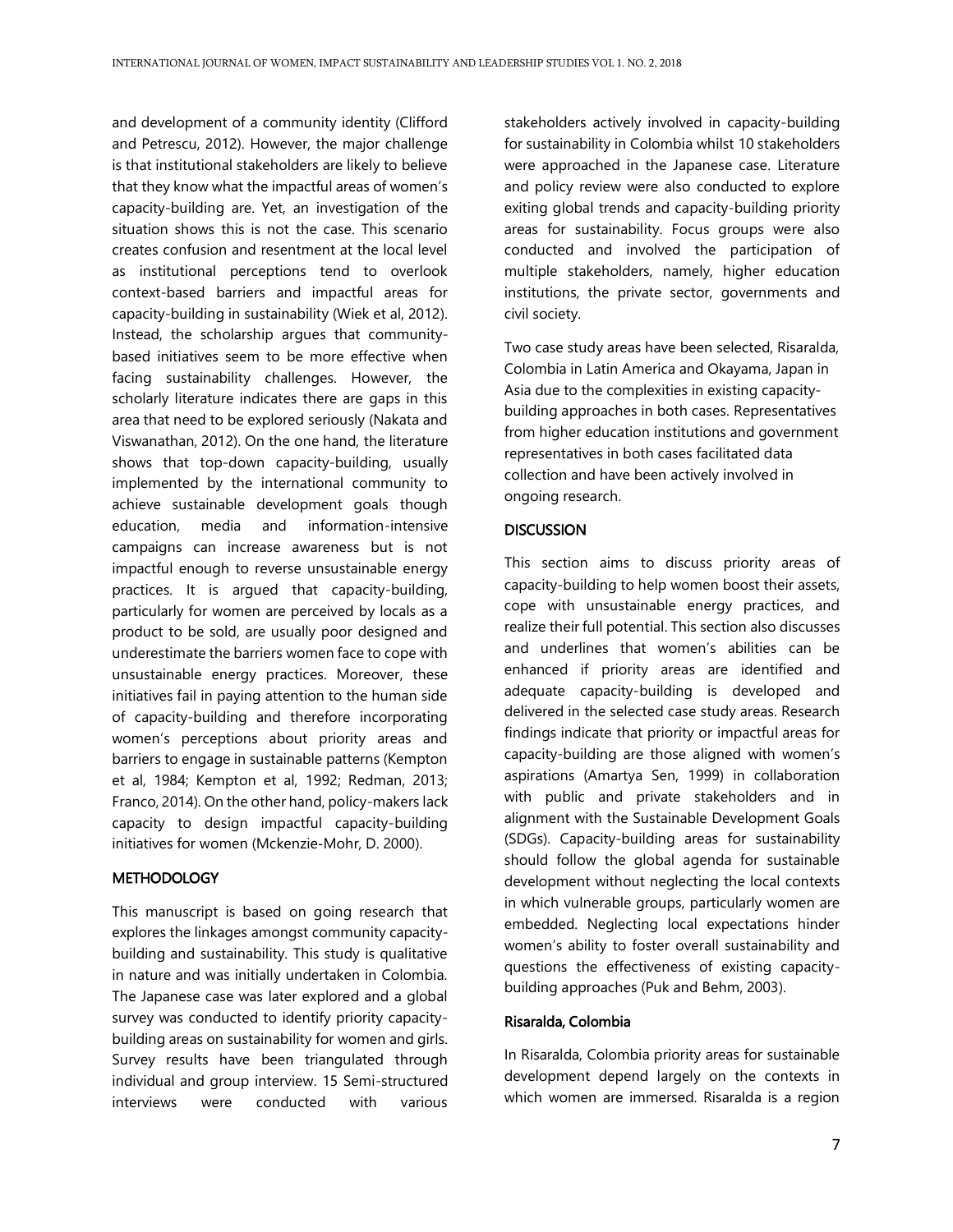and development of a community identity (Clifford and Petrescu, 2012). However, the major challenge is that institutional stakeholders are likely to believe that they know what the impactful areas of women's capacity-building are. Yet, an investigation of the situation shows this is not the case. This scenario creates confusion and resentment at the local level as institutional perceptions tend to overlook context-based barriers and impactful areas for capacity-building in sustainability (Wiek et al, 2012). Instead, the scholarship argues that community-based initiatives seem to be more effective when facing sustainability challenges. However, the scholarly literature indicates there are gaps in this area that need to be explored seriously (Nakata and Viswanathan, 2012). On the one hand, the literature shows that top-down capacity-building, usually implemented by the international community to achieve sustainable development goals though education, media and information-intensive campaigns can increase awareness but is not impactful enough to reverse unsustainable energy practices. It is argued that capacity-building, particularly for women are perceived by locals as a product to be sold, are usually poor designed and underestimate the barriers women face to cope with unsustainable energy practices. Moreover, these initiatives fail in paying attention to the human side of capacity-building and therefore incorporating women's perceptions about priority areas and barriers to engage in sustainable patterns (Kempton et al, 1984; Kempton et al, 1992; Redman, 2013; Franco, 2014). On the other hand, policy-makers lack capacity to design impactful capacity-building initiatives for women (Mckenzie-Mohr, D. 2000).

## METHODOLOGY

This manuscript is based on going research that explores the linkages amongst community capacity-building and sustainability. This study is qualitative in nature and was initially undertaken in Colombia. The Japanese case was later explored and a global survey was conducted to identify priority capacity-building areas on sustainability for women and girls. Survey results have been triangulated through individual and group interview. 15 Semi-structured interviews were conducted with various stakeholders actively involved in capacity-building for sustainability in Colombia whilst 10 stakeholders were approached in the Japanese case. Literature and policy review were also conducted to explore exiting global trends and capacity-building priority areas for sustainability. Focus groups were also conducted and involved the participation of multiple stakeholders, namely, higher education institutions, the private sector, governments and civil society.

Two case study areas have been selected, Risaralda, Colombia in Latin America and Okayama, Japan in Asia due to the complexities in existing capacity-building approaches in both cases. Representatives from higher education institutions and government representatives in both cases facilitated data collection and have been actively involved in ongoing research.

## DISCUSSION

This section aims to discuss priority areas of capacity-building to help women boost their assets, cope with unsustainable energy practices, and realize their full potential. This section also discusses and underlines that women's abilities can be enhanced if priority areas are identified and adequate capacity-building is developed and delivered in the selected case study areas. Research findings indicate that priority or impactful areas for capacity-building are those aligned with women's aspirations (Amartya Sen, 1999) in collaboration with public and private stakeholders and in alignment with the Sustainable Development Goals (SDGs). Capacity-building areas for sustainability should follow the global agenda for sustainable development without neglecting the local contexts in which vulnerable groups, particularly women are embedded. Neglecting local expectations hinder women's ability to foster overall sustainability and questions the effectiveness of existing capacity-building approaches (Puk and Behm, 2003).

### Risaralda, Colombia

In Risaralda, Colombia priority areas for sustainable development depend largely on the contexts in which women are immersed. Risaralda is a region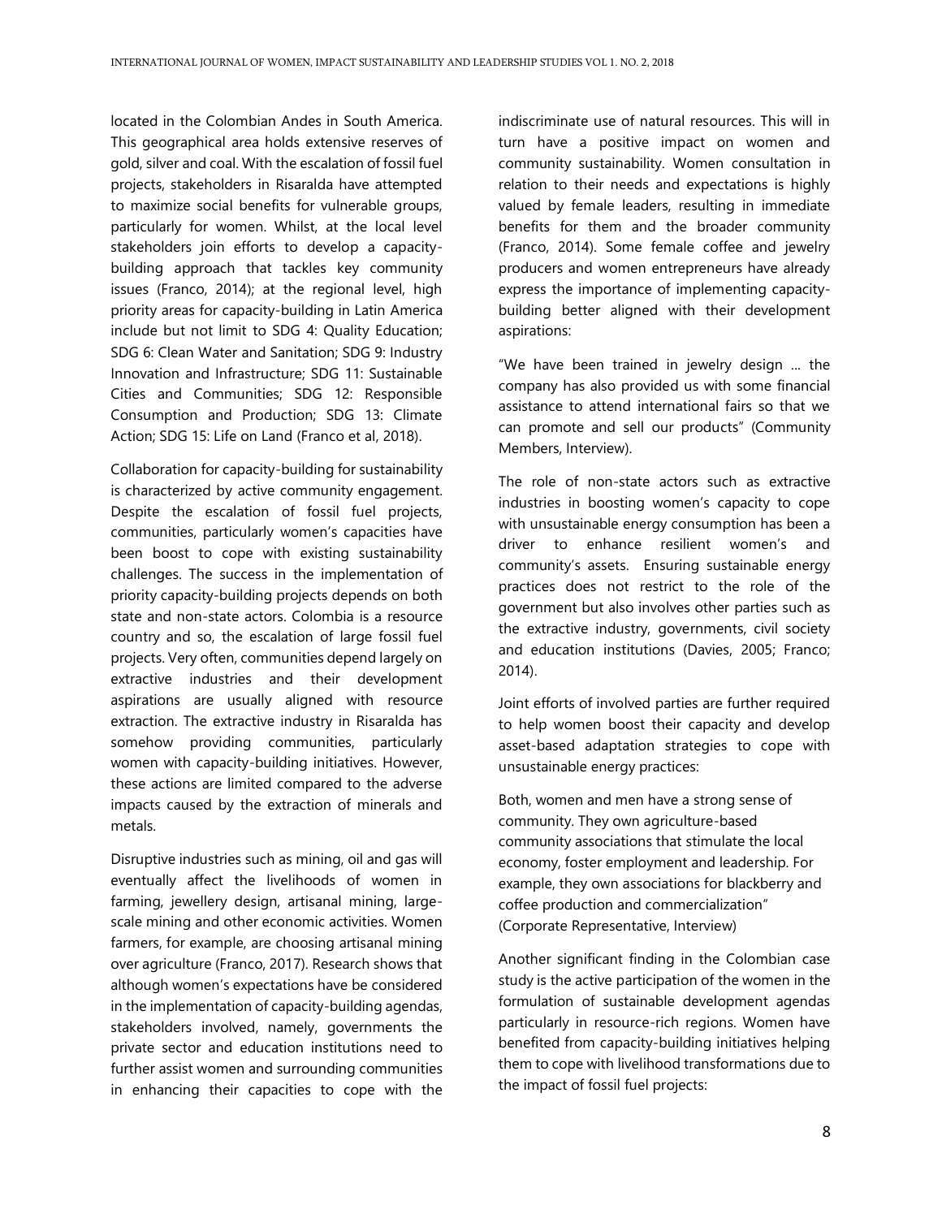located in the Colombian Andes in South America. This geographical area holds extensive reserves of gold, silver and coal. With the escalation of fossil fuel projects, stakeholders in Risaralda have attempted to maximize social benefits for vulnerable groups, particularly for women. Whilst, at the local level stakeholders join efforts to develop a capacity-building approach that tackles key community issues (Franco, 2014); at the regional level, high priority areas for capacity-building in Latin America include but not limit to SDG 4: Quality Education; SDG 6: Clean Water and Sanitation; SDG 9: Industry Innovation and Infrastructure; SDG 11: Sustainable Cities and Communities; SDG 12: Responsible Consumption and Production; SDG 13: Climate Action; SDG 15: Life on Land (Franco et al, 2018).

Collaboration for capacity-building for sustainability is characterized by active community engagement. Despite the escalation of fossil fuel projects, communities, particularly women's capacities have been boost to cope with existing sustainability challenges. The success in the implementation of priority capacity-building projects depends on both state and non-state actors. Colombia is a resource country and so, the escalation of large fossil fuel projects. Very often, communities depend largely on extractive industries and their development aspirations are usually aligned with resource extraction. The extractive industry in Risaralda has somehow providing communities, particularly women with capacity-building initiatives. However, these actions are limited compared to the adverse impacts caused by the extraction of minerals and metals.

Disruptive industries such as mining, oil and gas will eventually affect the livelihoods of women in farming, jewellery design, artisanal mining, large-scale mining and other economic activities. Women farmers, for example, are choosing artisanal mining over agriculture (Franco, 2017). Research shows that although women's expectations have be considered in the implementation of capacity-building agendas, stakeholders involved, namely, governments the private sector and education institutions need to further assist women and surrounding communities in enhancing their capacities to cope with the indiscriminate use of natural resources. This will in turn have a positive impact on women and community sustainability. Women consultation in relation to their needs and expectations is highly valued by female leaders, resulting in immediate benefits for them and the broader community (Franco, 2014). Some female coffee and jewelry producers and women entrepreneurs have already express the importance of implementing capacity-building better aligned with their development aspirations:

"We have been trained in jewelry design ... the company has also provided us with some financial assistance to attend international fairs so that we can promote and sell our products" (Community Members, Interview).

The role of non-state actors such as extractive industries in boosting women's capacity to cope with unsustainable energy consumption has been a driver to enhance resilient women's and community's assets. Ensuring sustainable energy practices does not restrict to the role of the government but also involves other parties such as the extractive industry, governments, civil society and education institutions (Davies, 2005; Franco; 2014).

Joint efforts of involved parties are further required to help women boost their capacity and develop asset-based adaptation strategies to cope with unsustainable energy practices:

Both, women and men have a strong sense of community. They own agriculture-based community associations that stimulate the local economy, foster employment and leadership. For example, they own associations for blackberry and coffee production and commercialization" (Corporate Representative, Interview)

Another significant finding in the Colombian case study is the active participation of the women in the formulation of sustainable development agendas particularly in resource-rich regions. Women have benefited from capacity-building initiatives helping them to cope with livelihood transformations due to the impact of fossil fuel projects: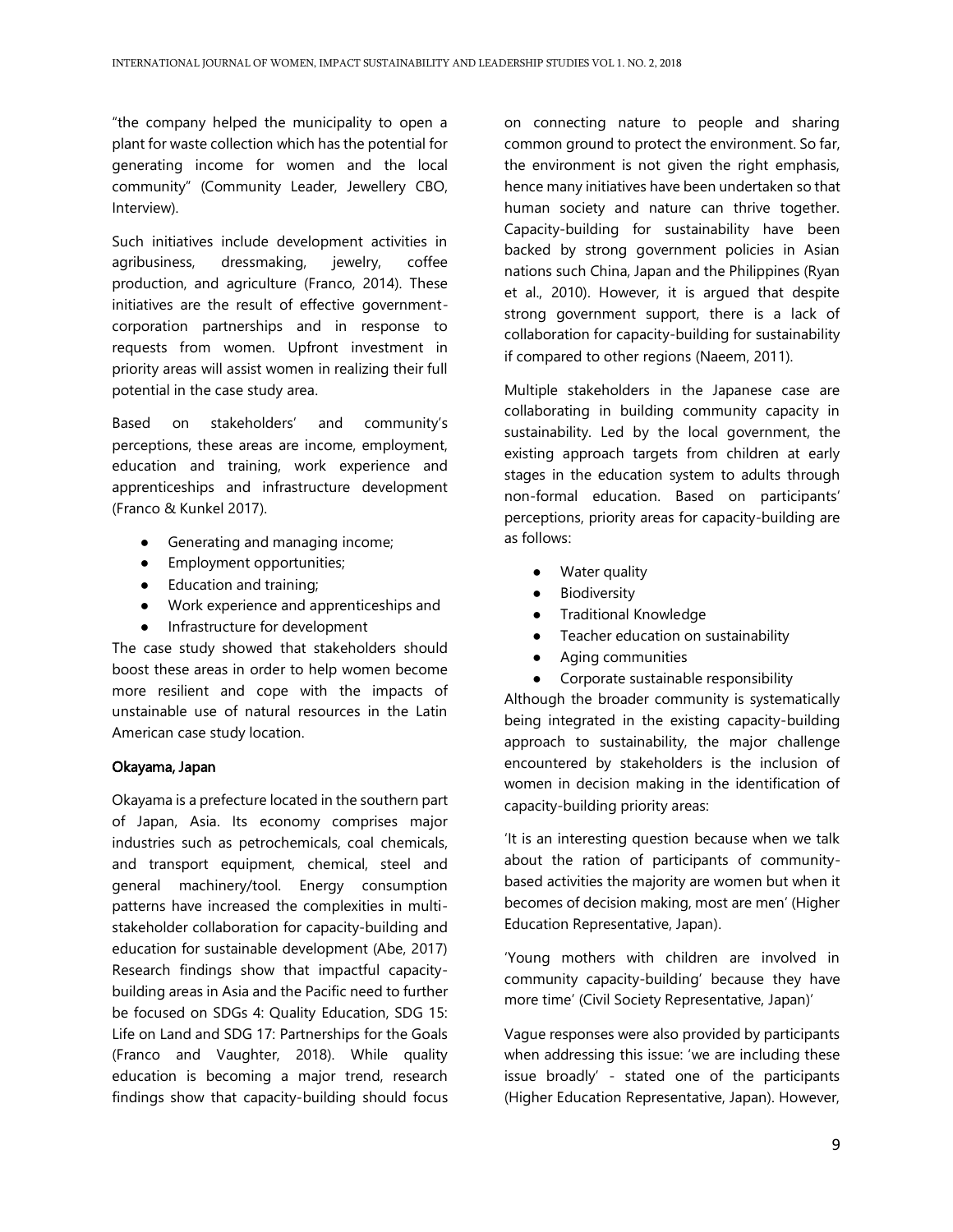"the company helped the municipality to open a plant for waste collection which has the potential for generating income for women and the local community" (Community Leader, Jewellery CBO, Interview).

Such initiatives include development activities in agribusiness, dressmaking, jewelry, coffee production, and agriculture (Franco, 2014). These initiatives are the result of effective government-corporation partnerships and in response to requests from women. Upfront investment in priority areas will assist women in realizing their full potential in the case study area.

Based on stakeholders' and community's perceptions, these areas are income, employment, education and training, work experience and apprenticeships and infrastructure development (Franco & Kunkel 2017).

- Generating and managing income;
- Employment opportunities;
- Education and training;
- Work experience and apprenticeships and
- Infrastructure for development

The case study showed that stakeholders should boost these areas in order to help women become more resilient and cope with the impacts of unsustainable use of natural resources in the Latin American case study location.

**Okayama, Japan**

Okayama is a prefecture located in the southern part of Japan, Asia. Its economy comprises major industries such as petrochemicals, coal chemicals, and transport equipment, chemical, steel and general machinery/tool. Energy consumption patterns have increased the complexities in multi-stakeholder collaboration for capacity-building and education for sustainable development (Abe, 2017) Research findings show that impactful capacity-building areas in Asia and the Pacific need to further be focused on SDGs 4: Quality Education, SDG 15: Life on Land and SDG 17: Partnerships for the Goals (Franco and Vaughter, 2018). While quality education is becoming a major trend, research findings show that capacity-building should focus on connecting nature to people and sharing common ground to protect the environment. So far, the environment is not given the right emphasis, hence many initiatives have been undertaken so that human society and nature can thrive together. Capacity-building for sustainability have been backed by strong government policies in Asian nations such China, Japan and the Philippines (Ryan et al., 2010). However, it is argued that despite strong government support, there is a lack of collaboration for capacity-building for sustainability if compared to other regions (Naeem, 2011).

Multiple stakeholders in the Japanese case are collaborating in building community capacity in sustainability. Led by the local government, the existing approach targets from children at early stages in the education system to adults through non-formal education. Based on participants' perceptions, priority areas for capacity-building are as follows:

- Water quality
- Biodiversity
- Traditional Knowledge
- Teacher education on sustainability
- Aging communities
- Corporate sustainable responsibility

Although the broader community is systematically being integrated in the existing capacity-building approach to sustainability, the major challenge encountered by stakeholders is the inclusion of women in decision making in the identification of capacity-building priority areas:

'It is an interesting question because when we talk about the ration of participants of community-based activities the majority are women but when it becomes of decision making, most are men' (Higher Education Representative, Japan).

'Young mothers with children are involved in community capacity-building' because they have more time' (Civil Society Representative, Japan)'

Vague responses were also provided by participants when addressing this issue: 'we are including these issue broadly' - stated one of the participants (Higher Education Representative, Japan). However,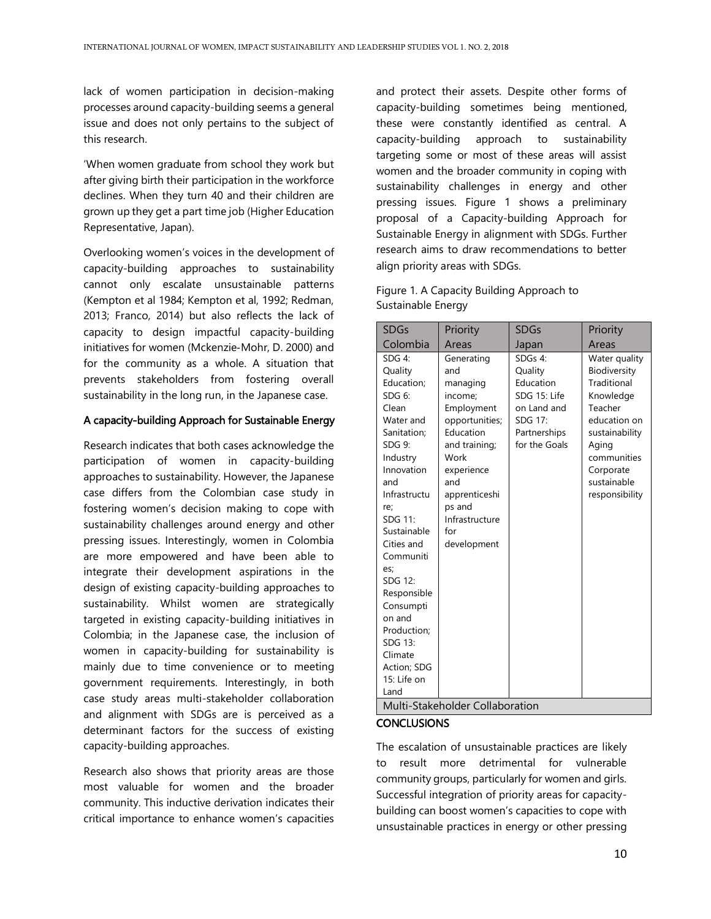lack of women participation in decision-making processes around capacity-building seems a general issue and does not only pertains to the subject of this research.

'When women graduate from school they work but after giving birth their participation in the workforce declines. When they turn 40 and their children are grown up they get a part time job (Higher Education Representative, Japan).

Overlooking women's voices in the development of capacity-building approaches to sustainability cannot only escalate unsustainable patterns (Kempton et al 1984; Kempton et al, 1992; Redman, 2013; Franco, 2014) but also reflects the lack of capacity to design impactful capacity-building initiatives for women (Mckenzie-Mohr, D. 2000) and for the community as a whole. A situation that prevents stakeholders from fostering overall sustainability in the long run, in the Japanese case.

### A capacity-building Approach for Sustainable Energy

Research indicates that both cases acknowledge the participation of women in capacity-building approaches to sustainability. However, the Japanese case differs from the Colombian case study in fostering women's decision making to cope with sustainability challenges around energy and other pressing issues. Interestingly, women in Colombia are more empowered and have been able to integrate their development aspirations in the design of existing capacity-building approaches to sustainability. Whilst women are strategically targeted in existing capacity-building initiatives in Colombia; in the Japanese case, the inclusion of women in capacity-building for sustainability is mainly due to time convenience or to meeting government requirements. Interestingly, in both case study areas multi-stakeholder collaboration and alignment with SDGs are is perceived as a determinant factors for the success of existing capacity-building approaches.

Research also shows that priority areas are those most valuable for women and the broader community. This inductive derivation indicates their critical importance to enhance women's capacities and protect their assets. Despite other forms of capacity-building sometimes being mentioned, these were constantly identified as central. A capacity-building approach to sustainability targeting some or most of these areas will assist women and the broader community in coping with sustainability challenges in energy and other pressing issues. Figure 1 shows a preliminary proposal of a Capacity-building Approach for Sustainable Energy in alignment with SDGs. Further research aims to draw recommendations to better align priority areas with SDGs.

Figure 1. A Capacity Building Approach to Sustainable Energy

| SDGs Colombia | Priority Areas | SDGs Japan | Priority Areas |
|---|---|---|---|
| SDG 4: Quality Education; SDG 6: Clean Water and Sanitation; SDG 9: Industry Innovation and Infrastructure; SDG 11: Sustainable Cities and Communities; SDG 12: Responsible Consumption and Production; SDG 13: Climate Action; SDG 15: Life on Land | Generating and managing income; Employment opportunities; Education and training; Work experience and apprenticeships and Infrastructure for development | SDGs 4: Quality Education SDG 15: Life on Land and SDG 17: Partnerships for the Goals | Water quality Biodiversity Traditional Knowledge Teacher education on sustainability Aging communities Corporate sustainable responsibility |
| Multi-Stakeholder Collaboration | | | |

## CONCLUSIONS

The escalation of unsustainable practices are likely to result more detrimental for vulnerable community groups, particularly for women and girls. Successful integration of priority areas for capacity-building can boost women's capacities to cope with unsustainable practices in energy or other pressing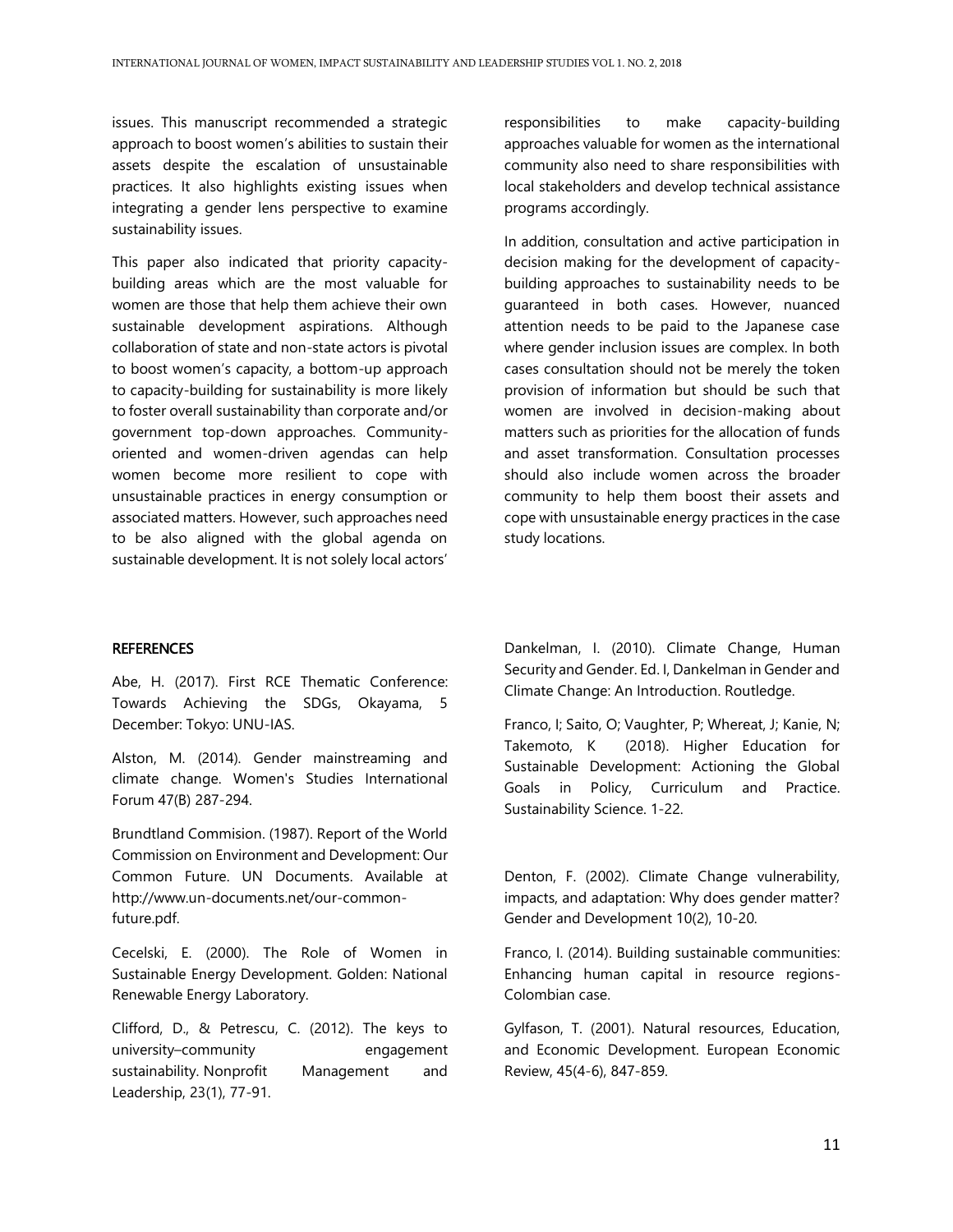issues. This manuscript recommended a strategic approach to boost women's abilities to sustain their assets despite the escalation of unsustainable practices. It also highlights existing issues when integrating a gender lens perspective to examine sustainability issues.

This paper also indicated that priority capacity-building areas which are the most valuable for women are those that help them achieve their own sustainable development aspirations. Although collaboration of state and non-state actors is pivotal to boost women's capacity, a bottom-up approach to capacity-building for sustainability is more likely to foster overall sustainability than corporate and/or government top-down approaches. Community-oriented and women-driven agendas can help women become more resilient to cope with unsustainable practices in energy consumption or associated matters. However, such approaches need to be also aligned with the global agenda on sustainable development. It is not solely local actors' responsibilities to make capacity-building approaches valuable for women as the international community also need to share responsibilities with local stakeholders and develop technical assistance programs accordingly.

In addition, consultation and active participation in decision making for the development of capacity-building approaches to sustainability needs to be guaranteed in both cases. However, nuanced attention needs to be paid to the Japanese case where gender inclusion issues are complex. In both cases consultation should not be merely the token provision of information but should be such that women are involved in decision-making about matters such as priorities for the allocation of funds and asset transformation. Consultation processes should also include women across the broader community to help them boost their assets and cope with unsustainable energy practices in the case study locations.

## REFERENCES

Abe, H. (2017). First RCE Thematic Conference: Towards Achieving the SDGs, Okayama, 5 December: Tokyo: UNU-IAS.

Alston, M. (2014). Gender mainstreaming and climate change. Women's Studies International Forum 47(B) 287-294.

Brundtland Commision. (1987). Report of the World Commission on Environment and Development: Our Common Future. UN Documents. Available at http://www.un-documents.net/our-common-future.pdf.

Cecelski, E. (2000). The Role of Women in Sustainable Energy Development. Golden: National Renewable Energy Laboratory.

Clifford, D., & Petrescu, C. (2012). The keys to university–community engagement sustainability. Nonprofit Management and Leadership, 23(1), 77-91.

Dankelman, I. (2010). Climate Change, Human Security and Gender. Ed. I, Dankelman in Gender and Climate Change: An Introduction. Routledge.

Franco, I; Saito, O; Vaughter, P; Whereat, J; Kanie, N; Takemoto, K (2018). Higher Education for Sustainable Development: Actioning the Global Goals in Policy, Curriculum and Practice. Sustainability Science. 1-22.

Denton, F. (2002). Climate Change vulnerability, impacts, and adaptation: Why does gender matter? Gender and Development 10(2), 10-20.

Franco, I. (2014). Building sustainable communities: Enhancing human capital in resource regions-Colombian case.

Gylfason, T. (2001). Natural resources, Education, and Economic Development. European Economic Review, 45(4-6), 847-859.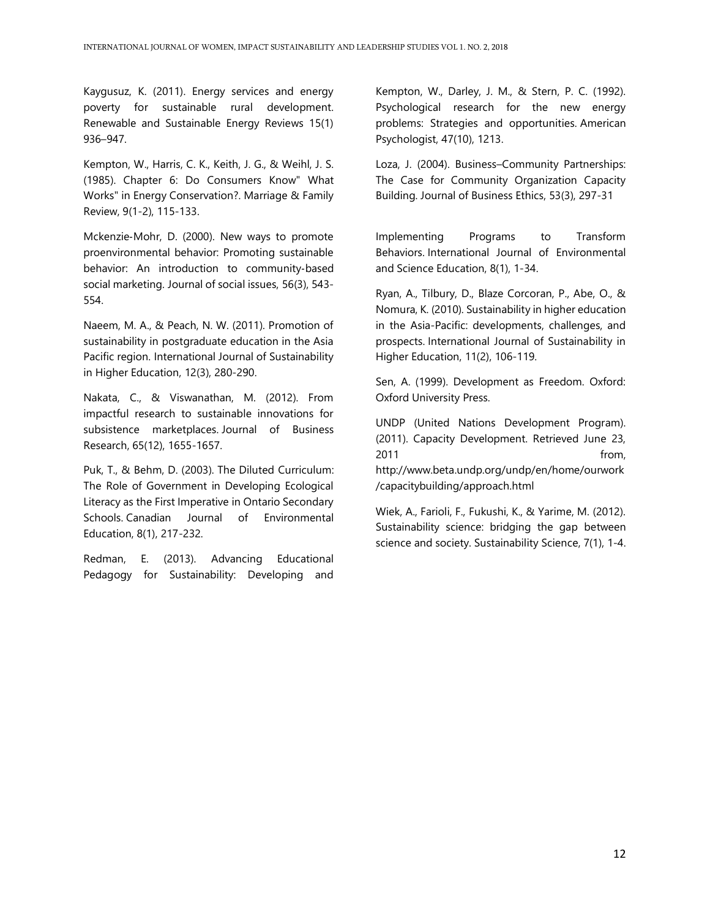Kaygusuz, K. (2011). Energy services and energy poverty for sustainable rural development. Renewable and Sustainable Energy Reviews 15(1) 936–947.

Kempton, W., Harris, C. K., Keith, J. G., & Weihl, J. S. (1985). Chapter 6: Do Consumers Know" What Works" in Energy Conservation?. Marriage & Family Review, 9(1-2), 115-133.

Mckenzie-Mohr, D. (2000). New ways to promote proenvironmental behavior: Promoting sustainable behavior: An introduction to community-based social marketing. Journal of social issues, 56(3), 543-554.

Naeem, M. A., & Peach, N. W. (2011). Promotion of sustainability in postgraduate education in the Asia Pacific region. International Journal of Sustainability in Higher Education, 12(3), 280-290.

Nakata, C., & Viswanathan, M. (2012). From impactful research to sustainable innovations for subsistence marketplaces. Journal of Business Research, 65(12), 1655-1657.

Puk, T., & Behm, D. (2003). The Diluted Curriculum: The Role of Government in Developing Ecological Literacy as the First Imperative in Ontario Secondary Schools. Canadian Journal of Environmental Education, 8(1), 217-232.

Redman, E. (2013). Advancing Educational Pedagogy for Sustainability: Developing and

Kempton, W., Darley, J. M., & Stern, P. C. (1992). Psychological research for the new energy problems: Strategies and opportunities. American Psychologist, 47(10), 1213.

Loza, J. (2004). Business–Community Partnerships: The Case for Community Organization Capacity Building. Journal of Business Ethics, 53(3), 297-31

Implementing Programs to Transform Behaviors. International Journal of Environmental and Science Education, 8(1), 1-34.

Ryan, A., Tilbury, D., Blaze Corcoran, P., Abe, O., & Nomura, K. (2010). Sustainability in higher education in the Asia-Pacific: developments, challenges, and prospects. International Journal of Sustainability in Higher Education, 11(2), 106-119.

Sen, A. (1999). Development as Freedom. Oxford: Oxford University Press.

UNDP (United Nations Development Program). (2011). Capacity Development. Retrieved June 23, 2011 from, http://www.beta.undp.org/undp/en/home/ourwork/capacitybuilding/approach.html

Wiek, A., Farioli, F., Fukushi, K., & Yarime, M. (2012). Sustainability science: bridging the gap between science and society. Sustainability Science, 7(1), 1-4.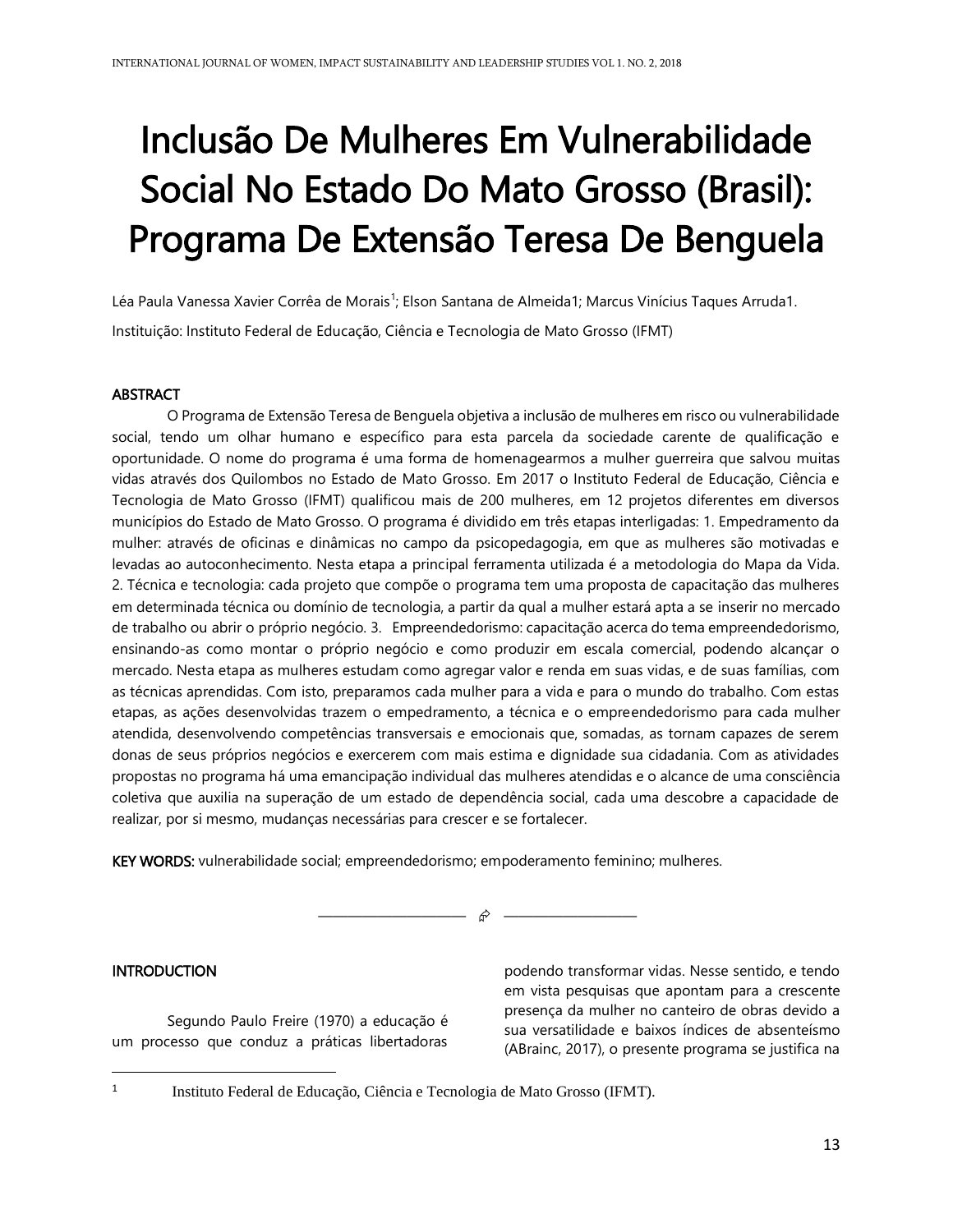# Inclusão De Mulheres Em Vulnerabilidade Social No Estado Do Mato Grosso (Brasil): Programa De Extensão Teresa De Benguela

Léa Paula Vanessa Xavier Corrêa de Morais[1]; Elson Santana de Almeida1; Marcus Vinícius Taques Arruda1.

Instituição: Instituto Federal de Educação, Ciência e Tecnologia de Mato Grosso (IFMT)

## ABSTRACT

O Programa de Extensão Teresa de Benguela objetiva a inclusão de mulheres em risco ou vulnerabilidade social, tendo um olhar humano e específico para esta parcela da sociedade carente de qualificação e oportunidade. O nome do programa é uma forma de homenagearmos a mulher guerreira que salvou muitas vidas através dos Quilombos no Estado de Mato Grosso. Em 2017 o Instituto Federal de Educação, Ciência e Tecnologia de Mato Grosso (IFMT) qualificou mais de 200 mulheres, em 12 projetos diferentes em diversos municípios do Estado de Mato Grosso. O programa é dividido em três etapas interligadas: 1. Empedramento da mulher: através de oficinas e dinâmicas no campo da psicopedagogia, em que as mulheres são motivadas e levadas ao autoconhecimento. Nesta etapa a principal ferramenta utilizada é a metodologia do Mapa da Vida. 2. Técnica e tecnologia: cada projeto que compõe o programa tem uma proposta de capacitação das mulheres em determinada técnica ou domínio de tecnologia, a partir da qual a mulher estará apta a se inserir no mercado de trabalho ou abrir o próprio negócio. 3. Empreendedorismo: capacitação acerca do tema empreendedorismo, ensinando-as como montar o próprio negócio e como produzir em escala comercial, podendo alcançar o mercado. Nesta etapa as mulheres estudam como agregar valor e renda em suas vidas, e de suas famílias, com as técnicas aprendidas. Com isto, preparamos cada mulher para a vida e para o mundo do trabalho. Com estas etapas, as ações desenvolvidas trazem o empedramento, a técnica e o empreendedorismo para cada mulher atendida, desenvolvendo competências transversais e emocionais que, somadas, as tornam capazes de serem donas de seus próprios negócios e exercerem com mais estima e dignidade sua cidadania. Com as atividades propostas no programa há uma emancipação individual das mulheres atendidas e o alcance de uma consciência coletiva que auxilia na superação de um estado de dependência social, cada uma descobre a capacidade de realizar, por si mesmo, mudanças necessárias para crescer e se fortalecer.

**KEY WORDS:** vulnerabilidade social; empreendedorismo; empoderamento feminino; mulheres.

## INTRODUCTION

Segundo Paulo Freire (1970) a educação é um processo que conduz a práticas libertadoras podendo transformar vidas. Nesse sentido, e tendo em vista pesquisas que apontam para a crescente presença da mulher no canteiro de obras devido a sua versatilidade e baixos índices de absenteísmo (ABrainc, 2017), o presente programa se justifica na

[1] Instituto Federal de Educação, Ciência e Tecnologia de Mato Grosso (IFMT).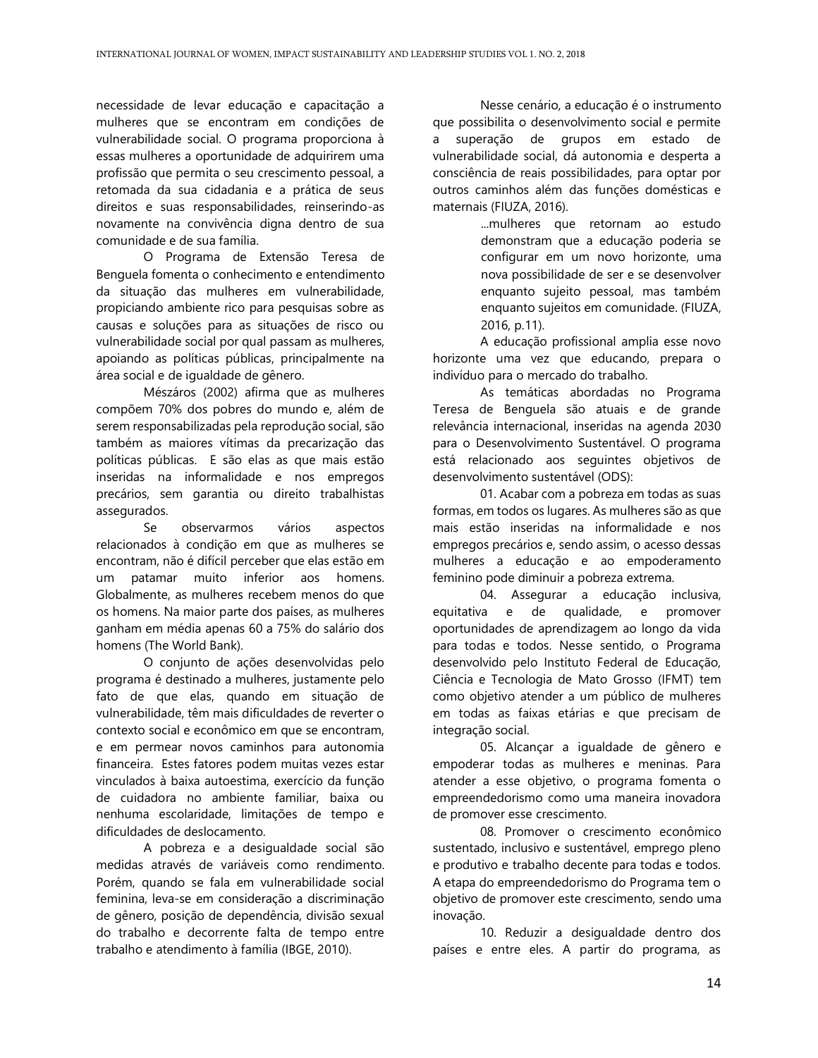necessidade de levar educação e capacitação a mulheres que se encontram em condições de vulnerabilidade social. O programa proporciona à essas mulheres a oportunidade de adquirirem uma profissão que permita o seu crescimento pessoal, a retomada da sua cidadania e a prática de seus direitos e suas responsabilidades, reinserindo-as novamente na convivência digna dentro de sua comunidade e de sua família.

O Programa de Extensão Teresa de Benguela fomenta o conhecimento e entendimento da situação das mulheres em vulnerabilidade, propiciando ambiente rico para pesquisas sobre as causas e soluções para as situações de risco ou vulnerabilidade social por qual passam as mulheres, apoiando as políticas públicas, principalmente na área social e de igualdade de gênero.

Mészáros (2002) afirma que as mulheres compõem 70% dos pobres do mundo e, além de serem responsabilizadas pela reprodução social, são também as maiores vítimas da precarização das políticas públicas. E são elas as que mais estão inseridas na informalidade e nos empregos precários, sem garantia ou direito trabalhistas assegurados.

Se observarmos vários aspectos relacionados à condição em que as mulheres se encontram, não é difícil perceber que elas estão em um patamar muito inferior aos homens. Globalmente, as mulheres recebem menos do que os homens. Na maior parte dos países, as mulheres ganham em média apenas 60 a 75% do salário dos homens (The World Bank).

O conjunto de ações desenvolvidas pelo programa é destinado a mulheres, justamente pelo fato de que elas, quando em situação de vulnerabilidade, têm mais dificuldades de reverter o contexto social e econômico em que se encontram, e em permear novos caminhos para autonomia financeira. Estes fatores podem muitas vezes estar vinculados à baixa autoestima, exercício da função de cuidadora no ambiente familiar, baixa ou nenhuma escolaridade, limitações de tempo e dificuldades de deslocamento.

A pobreza e a desigualdade social são medidas através de variáveis como rendimento. Porém, quando se fala em vulnerabilidade social feminina, leva-se em consideração a discriminação de gênero, posição de dependência, divisão sexual do trabalho e decorrente falta de tempo entre trabalho e atendimento à família (IBGE, 2010).

Nesse cenário, a educação é o instrumento que possibilita o desenvolvimento social e permite a superação de grupos em estado de vulnerabilidade social, dá autonomia e desperta a consciência de reais possibilidades, para optar por outros caminhos além das funções domésticas e maternais (FIUZA, 2016).

> ...mulheres que retornam ao estudo demonstram que a educação poderia se configurar em um novo horizonte, uma nova possibilidade de ser e se desenvolver enquanto sujeito pessoal, mas também enquanto sujeitos em comunidade. (FIUZA, 2016, p.11).

A educação profissional amplia esse novo horizonte uma vez que educando, prepara o indivíduo para o mercado do trabalho.

As temáticas abordadas no Programa Teresa de Benguela são atuais e de grande relevância internacional, inseridas na agenda 2030 para o Desenvolvimento Sustentável. O programa está relacionado aos seguintes objetivos de desenvolvimento sustentável (ODS):

01. Acabar com a pobreza em todas as suas formas, em todos os lugares. As mulheres são as que mais estão inseridas na informalidade e nos empregos precários e, sendo assim, o acesso dessas mulheres a educação e ao empoderamento feminino pode diminuir a pobreza extrema.

04. Assegurar a educação inclusiva, equitativa e de qualidade, e promover oportunidades de aprendizagem ao longo da vida para todas e todos. Nesse sentido, o Programa desenvolvido pelo Instituto Federal de Educação, Ciência e Tecnologia de Mato Grosso (IFMT) tem como objetivo atender a um público de mulheres em todas as faixas etárias e que precisam de integração social.

05. Alcançar a igualdade de gênero e empoderar todas as mulheres e meninas. Para atender a esse objetivo, o programa fomenta o empreendedorismo como uma maneira inovadora de promover esse crescimento.

08. Promover o crescimento econômico sustentado, inclusivo e sustentável, emprego pleno e produtivo e trabalho decente para todas e todos. A etapa do empreendedorismo do Programa tem o objetivo de promover este crescimento, sendo uma inovação.

10. Reduzir a desigualdade dentro dos países e entre eles. A partir do programa, as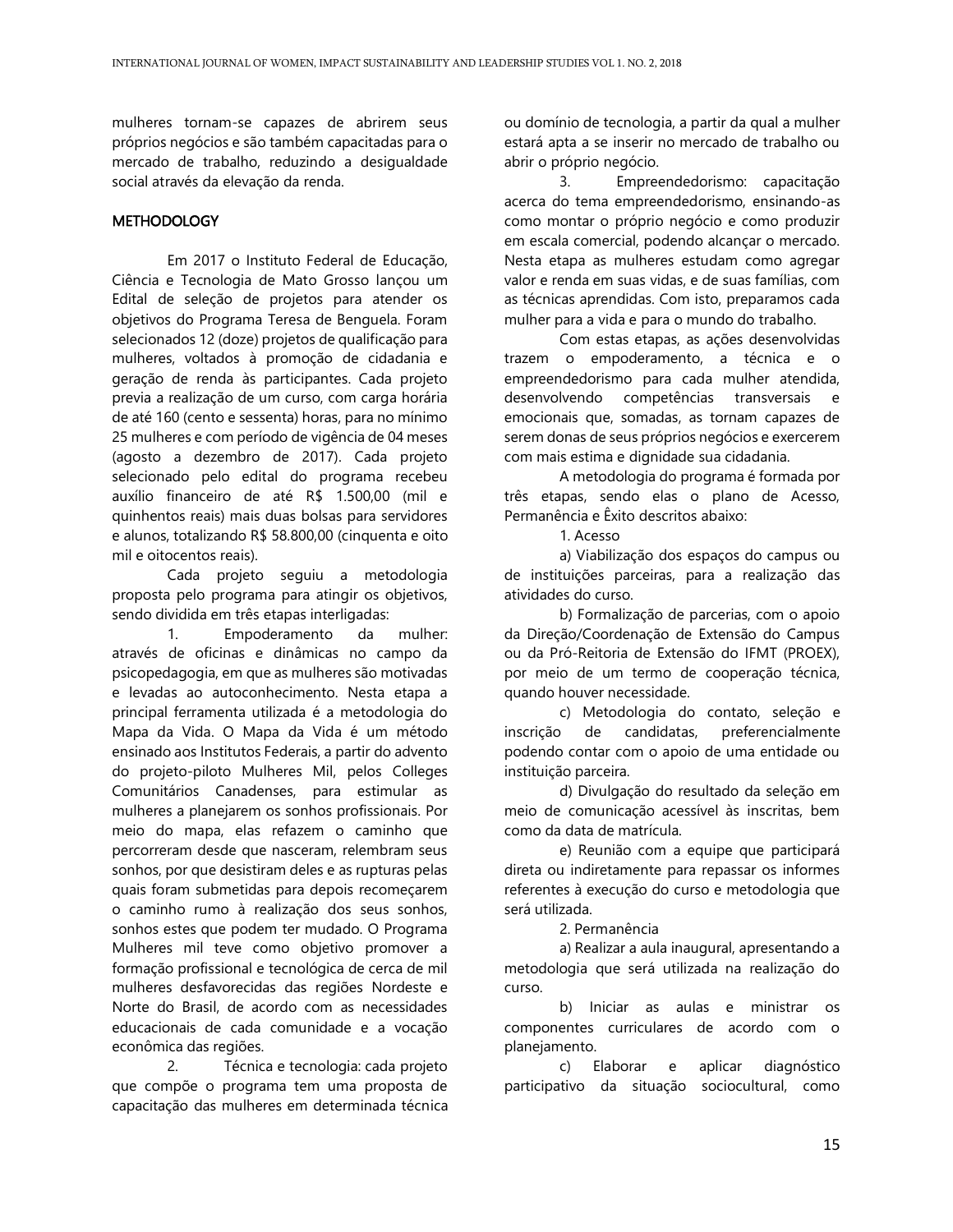mulheres tornam-se capazes de abrirem seus próprios negócios e são também capacitadas para o mercado de trabalho, reduzindo a desigualdade social através da elevação da renda.

## METHODOLOGY

Em 2017 o Instituto Federal de Educação, Ciência e Tecnologia de Mato Grosso lançou um Edital de seleção de projetos para atender os objetivos do Programa Teresa de Benguela. Foram selecionados 12 (doze) projetos de qualificação para mulheres, voltados à promoção de cidadania e geração de renda às participantes. Cada projeto previa a realização de um curso, com carga horária de até 160 (cento e sessenta) horas, para no mínimo 25 mulheres e com período de vigência de 04 meses (agosto a dezembro de 2017). Cada projeto selecionado pelo edital do programa recebeu auxílio financeiro de até R$ 1.500,00 (mil e quinhentos reais) mais duas bolsas para servidores e alunos, totalizando R$ 58.800,00 (cinquenta e oito mil e oitocentos reais).

Cada projeto seguiu a metodologia proposta pelo programa para atingir os objetivos, sendo dividida em três etapas interligadas:

1. Empoderamento da mulher: através de oficinas e dinâmicas no campo da psicopedagogia, em que as mulheres são motivadas e levadas ao autoconhecimento. Nesta etapa a principal ferramenta utilizada é a metodologia do Mapa da Vida. O Mapa da Vida é um método ensinado aos Institutos Federais, a partir do advento do projeto-piloto Mulheres Mil, pelos Colleges Comunitários Canadenses, para estimular as mulheres a planejarem os sonhos profissionais. Por meio do mapa, elas refazem o caminho que percorreram desde que nasceram, relembram seus sonhos, por que desistiram deles e as rupturas pelas quais foram submetidas para depois recomeçarem o caminho rumo à realização dos seus sonhos, sonhos estes que podem ter mudado. O Programa Mulheres mil teve como objetivo promover a formação profissional e tecnológica de cerca de mil mulheres desfavorecidas das regiões Nordeste e Norte do Brasil, de acordo com as necessidades educacionais de cada comunidade e a vocação econômica das regiões.

2. Técnica e tecnologia: cada projeto que compõe o programa tem uma proposta de capacitação das mulheres em determinada técnica ou domínio de tecnologia, a partir da qual a mulher estará apta a se inserir no mercado de trabalho ou abrir o próprio negócio.

3. Empreendedorismo: capacitação acerca do tema empreendedorismo, ensinando-as como montar o próprio negócio e como produzir em escala comercial, podendo alcançar o mercado. Nesta etapa as mulheres estudam como agregar valor e renda em suas vidas, e de suas famílias, com as técnicas aprendidas. Com isto, preparamos cada mulher para a vida e para o mundo do trabalho.

Com estas etapas, as ações desenvolvidas trazem o empoderamento, a técnica e o empreendedorismo para cada mulher atendida, desenvolvendo competências transversais e emocionais que, somadas, as tornam capazes de serem donas de seus próprios negócios e exercerem com mais estima e dignidade sua cidadania.

A metodologia do programa é formada por três etapas, sendo elas o plano de Acesso, Permanência e Êxito descritos abaixo:

1. Acesso

a) Viabilização dos espaços do campus ou de instituições parceiras, para a realização das atividades do curso.

b) Formalização de parcerias, com o apoio da Direção/Coordenação de Extensão do Campus ou da Pró-Reitoria de Extensão do IFMT (PROEX), por meio de um termo de cooperação técnica, quando houver necessidade.

c) Metodologia do contato, seleção e inscrição de candidatas, preferencialmente podendo contar com o apoio de uma entidade ou instituição parceira.

d) Divulgação do resultado da seleção em meio de comunicação acessível às inscritas, bem como da data de matrícula.

e) Reunião com a equipe que participará direta ou indiretamente para repassar os informes referentes à execução do curso e metodologia que será utilizada.

2. Permanência

a) Realizar a aula inaugural, apresentando a metodologia que será utilizada na realização do curso.

b) Iniciar as aulas e ministrar os componentes curriculares de acordo com o planejamento.

c) Elaborar e aplicar diagnóstico participativo da situação sociocultural, como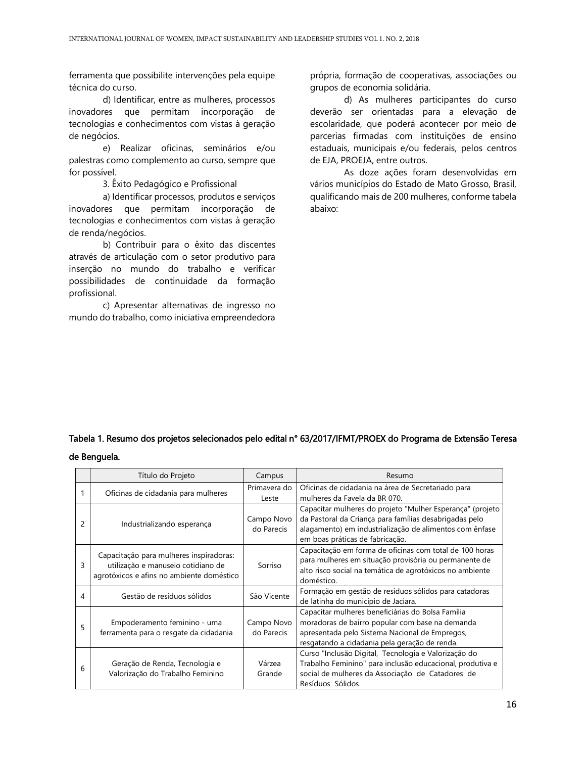ferramenta que possibilite intervenções pela equipe técnica do curso.

d) Identificar, entre as mulheres, processos inovadores que permitam incorporação de tecnologias e conhecimentos com vistas à geração de negócios.

e) Realizar oficinas, seminários e/ou palestras como complemento ao curso, sempre que for possível.

3. Êxito Pedagógico e Profissional

a) Identificar processos, produtos e serviços inovadores que permitam incorporação de tecnologias e conhecimentos com vistas à geração de renda/negócios.

b) Contribuir para o êxito das discentes através de articulação com o setor produtivo para inserção no mundo do trabalho e verificar possibilidades de continuidade da formação profissional.

c) Apresentar alternativas de ingresso no mundo do trabalho, como iniciativa empreendedora própria, formação de cooperativas, associações ou grupos de economia solidária.

d) As mulheres participantes do curso deverão ser orientadas para a elevação de escolaridade, que poderá acontecer por meio de parcerias firmadas com instituições de ensino estaduais, municipais e/ou federais, pelos centros de EJA, PROEJA, entre outros.

As doze ações foram desenvolvidas em vários municípios do Estado de Mato Grosso, Brasil, qualificando mais de 200 mulheres, conforme tabela abaixo:

**Tabela 1. Resumo dos projetos selecionados pelo edital n° 63/2017/IFMT/PROEX do Programa de Extensão Teresa de Benguela.**

| | Título do Projeto | Campus | Resumo |
|---|---|---|---|
| 1 | Oficinas de cidadania para mulheres | Primavera do Leste | Oficinas de cidadania na área de Secretariado para mulheres da Favela da BR 070. |
| 2 | Industrializando esperança | Campo Novo do Parecis | Capacitar mulheres do projeto "Mulher Esperança" (projeto da Pastoral da Criança para famílias desabrigadas pelo alagamento) em industrialização de alimentos com ênfase em boas práticas de fabricação. |
| 3 | Capacitação para mulheres inspiradoras: utilização e manuseio cotidiano de agrotóxicos e afins no ambiente doméstico | Sorriso | Capacitação em forma de oficinas com total de 100 horas para mulheres em situação provisória ou permanente de alto risco social na temática de agrotóxicos no ambiente doméstico. |
| 4 | Gestão de resíduos sólidos | São Vicente | Formação em gestão de resíduos sólidos para catadoras de latinha do município de Jaciara. |
| 5 | Empoderamento feminino - uma ferramenta para o resgate da cidadania | Campo Novo do Parecis | Capacitar mulheres beneficiárias do Bolsa Família moradoras de bairro popular com base na demanda apresentada pelo Sistema Nacional de Empregos, resgatando a cidadania pela geração de renda. |
| 6 | Geração de Renda, Tecnologia e Valorização do Trabalho Feminino | Várzea Grande | Curso "Inclusão Digital, Tecnologia e Valorização do Trabalho Feminino" para inclusão educacional, produtiva e social de mulheres da Associação de Catadores de Resíduos Sólidos. |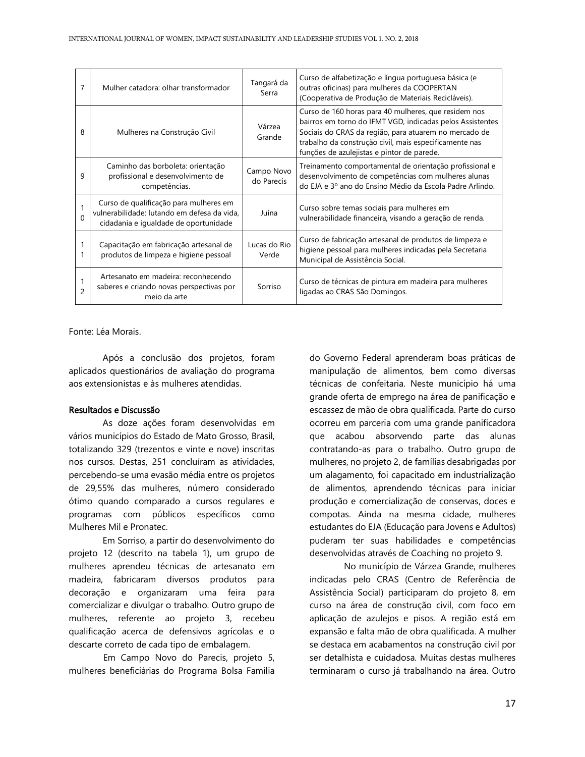| 7 | Mulher catadora: olhar transformador | Tangará da Serra | Curso de alfabetização e língua portuguesa básica (e outras oficinas) para mulheres da COOPERTAN (Cooperativa de Produção de Materiais Recicláveis). |
|---|---|---|---|
| 8 | Mulheres na Construção Civil | Várzea Grande | Curso de 160 horas para 40 mulheres, que residem nos bairros em torno do IFMT VGD, indicadas pelos Assistentes Sociais do CRAS da região, para atuarem no mercado de trabalho da construção civil, mais especificamente nas funções de azulejistas e pintor de parede. |
| 9 | Caminho das borboleta: orientação profissional e desenvolvimento de competências. | Campo Novo do Parecis | Treinamento comportamental de orientação profissional e desenvolvimento de competências com mulheres alunas do EJA e 3º ano do Ensino Médio da Escola Padre Arlindo. |
| 10 | Curso de qualificação para mulheres em vulnerabilidade: lutando em defesa da vida, cidadania e igualdade de oportunidade | Juína | Curso sobre temas sociais para mulheres em vulnerabilidade financeira, visando a geração de renda. |
| 11 | Capacitação em fabricação artesanal de produtos de limpeza e higiene pessoal | Lucas do Rio Verde | Curso de fabricação artesanal de produtos de limpeza e higiene pessoal para mulheres indicadas pela Secretaria Municipal de Assistência Social. |
| 12 | Artesanato em madeira: reconhecendo saberes e criando novas perspectivas por meio da arte | Sorriso | Curso de técnicas de pintura em madeira para mulheres ligadas ao CRAS São Domingos. |

Fonte: Léa Morais.

Após a conclusão dos projetos, foram aplicados questionários de avaliação do programa aos extensionistas e às mulheres atendidas.

## Resultados e Discussão

As doze ações foram desenvolvidas em vários municípios do Estado de Mato Grosso, Brasil, totalizando 329 (trezentos e vinte e nove) inscritas nos cursos. Destas, 251 concluíram as atividades, percebendo-se uma evasão média entre os projetos de 29,55% das mulheres, número considerado ótimo quando comparado a cursos regulares e programas com públicos específicos como Mulheres Mil e Pronatec.

Em Sorriso, a partir do desenvolvimento do projeto 12 (descrito na tabela 1), um grupo de mulheres aprendeu técnicas de artesanato em madeira, fabricaram diversos produtos para decoração e organizaram uma feira para comercializar e divulgar o trabalho. Outro grupo de mulheres, referente ao projeto 3, recebeu qualificação acerca de defensivos agrícolas e o descarte correto de cada tipo de embalagem.

Em Campo Novo do Parecis, projeto 5, mulheres beneficiárias do Programa Bolsa Família do Governo Federal aprenderam boas práticas de manipulação de alimentos, bem como diversas técnicas de confeitaria. Neste município há uma grande oferta de emprego na área de panificação e escassez de mão de obra qualificada. Parte do curso ocorreu em parceria com uma grande panificadora que acabou absorvendo parte das alunas contratando-as para o trabalho. Outro grupo de mulheres, no projeto 2, de famílias desabrigadas por um alagamento, foi capacitado em industrialização de alimentos, aprendendo técnicas para iniciar produção e comercialização de conservas, doces e compotas. Ainda na mesma cidade, mulheres estudantes do EJA (Educação para Jovens e Adultos) puderam ter suas habilidades e competências desenvolvidas através de Coaching no projeto 9.

No município de Várzea Grande, mulheres indicadas pelo CRAS (Centro de Referência de Assistência Social) participaram do projeto 8, em curso na área de construção civil, com foco em aplicação de azulejos e pisos. A região está em expansão e falta mão de obra qualificada. A mulher se destaca em acabamentos na construção civil por ser detalhista e cuidadosa. Muitas destas mulheres terminaram o curso já trabalhando na área. Outro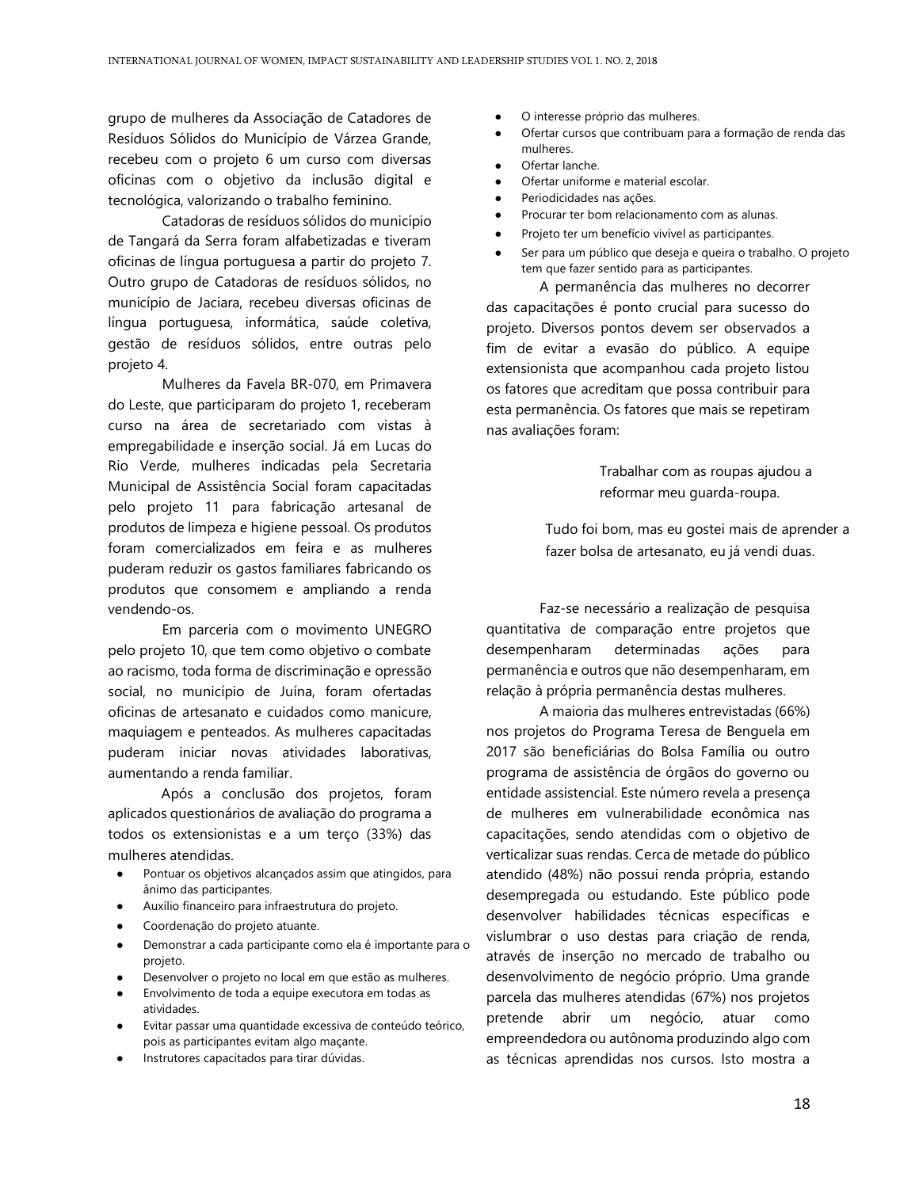grupo de mulheres da Associação de Catadores de Resíduos Sólidos do Município de Várzea Grande, recebeu com o projeto 6 um curso com diversas oficinas com o objetivo da inclusão digital e tecnológica, valorizando o trabalho feminino.

Catadoras de resíduos sólidos do município de Tangará da Serra foram alfabetizadas e tiveram oficinas de língua portuguesa a partir do projeto 7. Outro grupo de Catadoras de resíduos sólidos, no município de Jaciara, recebeu diversas oficinas de língua portuguesa, informática, saúde coletiva, gestão de resíduos sólidos, entre outras pelo projeto 4.

Mulheres da Favela BR-070, em Primavera do Leste, que participaram do projeto 1, receberam curso na área de secretariado com vistas à empregabilidade e inserção social. Já em Lucas do Rio Verde, mulheres indicadas pela Secretaria Municipal de Assistência Social foram capacitadas pelo projeto 11 para fabricação artesanal de produtos de limpeza e higiene pessoal. Os produtos foram comercializados em feira e as mulheres puderam reduzir os gastos familiares fabricando os produtos que consomem e ampliando a renda vendendo-os.

Em parceria com o movimento UNEGRO pelo projeto 10, que tem como objetivo o combate ao racismo, toda forma de discriminação e opressão social, no município de Juína, foram ofertadas oficinas de artesanato e cuidados como manicure, maquiagem e penteados. As mulheres capacitadas puderam iniciar novas atividades laborativas, aumentando a renda familiar.

Após a conclusão dos projetos, foram aplicados questionários de avaliação do programa a todos os extensionistas e a um terço (33%) das mulheres atendidas.

- Pontuar os objetivos alcançados assim que atingidos, para ânimo das participantes.
- Auxílio financeiro para infraestrutura do projeto.
- Coordenação do projeto atuante.
- Demonstrar a cada participante como ela é importante para o projeto.
- Desenvolver o projeto no local em que estão as mulheres.
- Envolvimento de toda a equipe executora em todas as atividades.
- Evitar passar uma quantidade excessiva de conteúdo teórico, pois as participantes evitam algo maçante.
- Instrutores capacitados para tirar dúvidas.
- O interesse próprio das mulheres.
- Ofertar cursos que contribuam para a formação de renda das mulheres.
- Ofertar lanche.
- Ofertar uniforme e material escolar.
- Periodicidades nas ações.
- Procurar ter bom relacionamento com as alunas.
- Projeto ter um benefício vivível as participantes.
- Ser para um público que deseja e queira o trabalho. O projeto tem que fazer sentido para as participantes.

A permanência das mulheres no decorrer das capacitações é ponto crucial para sucesso do projeto. Diversos pontos devem ser observados a fim de evitar a evasão do público. A equipe extensionista que acompanhou cada projeto listou os fatores que acreditam que possa contribuir para esta permanência. Os fatores que mais se repetiram nas avaliações foram:

> Trabalhar com as roupas ajudou a reformar meu guarda-roupa.

> Tudo foi bom, mas eu gostei mais de aprender a fazer bolsa de artesanato, eu já vendi duas.

Faz-se necessário a realização de pesquisa quantitativa de comparação entre projetos que desempenharam determinadas ações para permanência e outros que não desempenharam, em relação à própria permanência destas mulheres.

A maioria das mulheres entrevistadas (66%) nos projetos do Programa Teresa de Benguela em 2017 são beneficiárias do Bolsa Família ou outro programa de assistência de órgãos do governo ou entidade assistencial. Este número revela a presença de mulheres em vulnerabilidade econômica nas capacitações, sendo atendidas com o objetivo de verticalizar suas rendas. Cerca de metade do público atendido (48%) não possui renda própria, estando desempregada ou estudando. Este público pode desenvolver habilidades técnicas específicas e vislumbrar o uso destas para criação de renda, através de inserção no mercado de trabalho ou desenvolvimento de negócio próprio. Uma grande parcela das mulheres atendidas (67%) nos projetos pretende abrir um negócio, atuar como empreendedora ou autônoma produzindo algo com as técnicas aprendidas nos cursos. Isto mostra a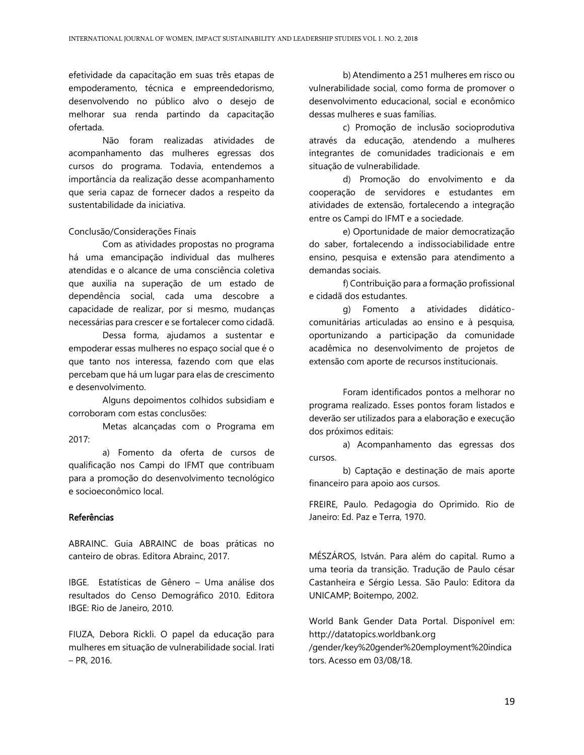efetividade da capacitação em suas três etapas de empoderamento, técnica e empreendedorismo, desenvolvendo no público alvo o desejo de melhorar sua renda partindo da capacitação ofertada.

Não foram realizadas atividades de acompanhamento das mulheres egressas dos cursos do programa. Todavia, entendemos a importância da realização desse acompanhamento que seria capaz de fornecer dados a respeito da sustentabilidade da iniciativa.

Conclusão/Considerações Finais

Com as atividades propostas no programa há uma emancipação individual das mulheres atendidas e o alcance de uma consciência coletiva que auxilia na superação de um estado de dependência social, cada uma descobre a capacidade de realizar, por si mesmo, mudanças necessárias para crescer e se fortalecer como cidadã.

Dessa forma, ajudamos a sustentar e empoderar essas mulheres no espaço social que é o que tanto nos interessa, fazendo com que elas percebam que há um lugar para elas de crescimento e desenvolvimento.

Alguns depoimentos colhidos subsidiam e corroboram com estas conclusões:

Metas alcançadas com o Programa em 2017:

a) Fomento da oferta de cursos de qualificação nos Campi do IFMT que contribuam para a promoção do desenvolvimento tecnológico e socioeconômico local.

b) Atendimento a 251 mulheres em risco ou vulnerabilidade social, como forma de promover o desenvolvimento educacional, social e econômico dessas mulheres e suas famílias.

c) Promoção de inclusão socioprodutiva através da educação, atendendo a mulheres integrantes de comunidades tradicionais e em situação de vulnerabilidade.

d) Promoção do envolvimento e da cooperação de servidores e estudantes em atividades de extensão, fortalecendo a integração entre os Campi do IFMT e a sociedade.

e) Oportunidade de maior democratização do saber, fortalecendo a indissociabilidade entre ensino, pesquisa e extensão para atendimento a demandas sociais.

f) Contribuição para a formação profissional e cidadã dos estudantes.

g) Fomento a atividades didático-comunitárias articuladas ao ensino e à pesquisa, oportunizando a participação da comunidade acadêmica no desenvolvimento de projetos de extensão com aporte de recursos institucionais.

Foram identificados pontos a melhorar no programa realizado. Esses pontos foram listados e deverão ser utilizados para a elaboração e execução dos próximos editais:

a) Acompanhamento das egressas dos cursos.

b) Captação e destinação de mais aporte financeiro para apoio aos cursos.

## Referências

ABRAINC. Guia ABRAINC de boas práticas no canteiro de obras. Editora Abrainc, 2017.

IBGE. Estatísticas de Gênero – Uma análise dos resultados do Censo Demográfico 2010. Editora IBGE: Rio de Janeiro, 2010.

FIUZA, Debora Rickli. O papel da educação para mulheres em situação de vulnerabilidade social. Irati – PR, 2016.

FREIRE, Paulo. Pedagogia do Oprimido. Rio de Janeiro: Ed. Paz e Terra, 1970.

MÉSZÁROS, István. Para além do capital. Rumo a uma teoria da transição. Tradução de Paulo césar Castanheira e Sérgio Lessa. São Paulo: Editora da UNICAMP; Boitempo, 2002.

World Bank Gender Data Portal. Disponível em: http://datatopics.worldbank.org /gender/key%20gender%20employment%20indicators. Acesso em 03/08/18.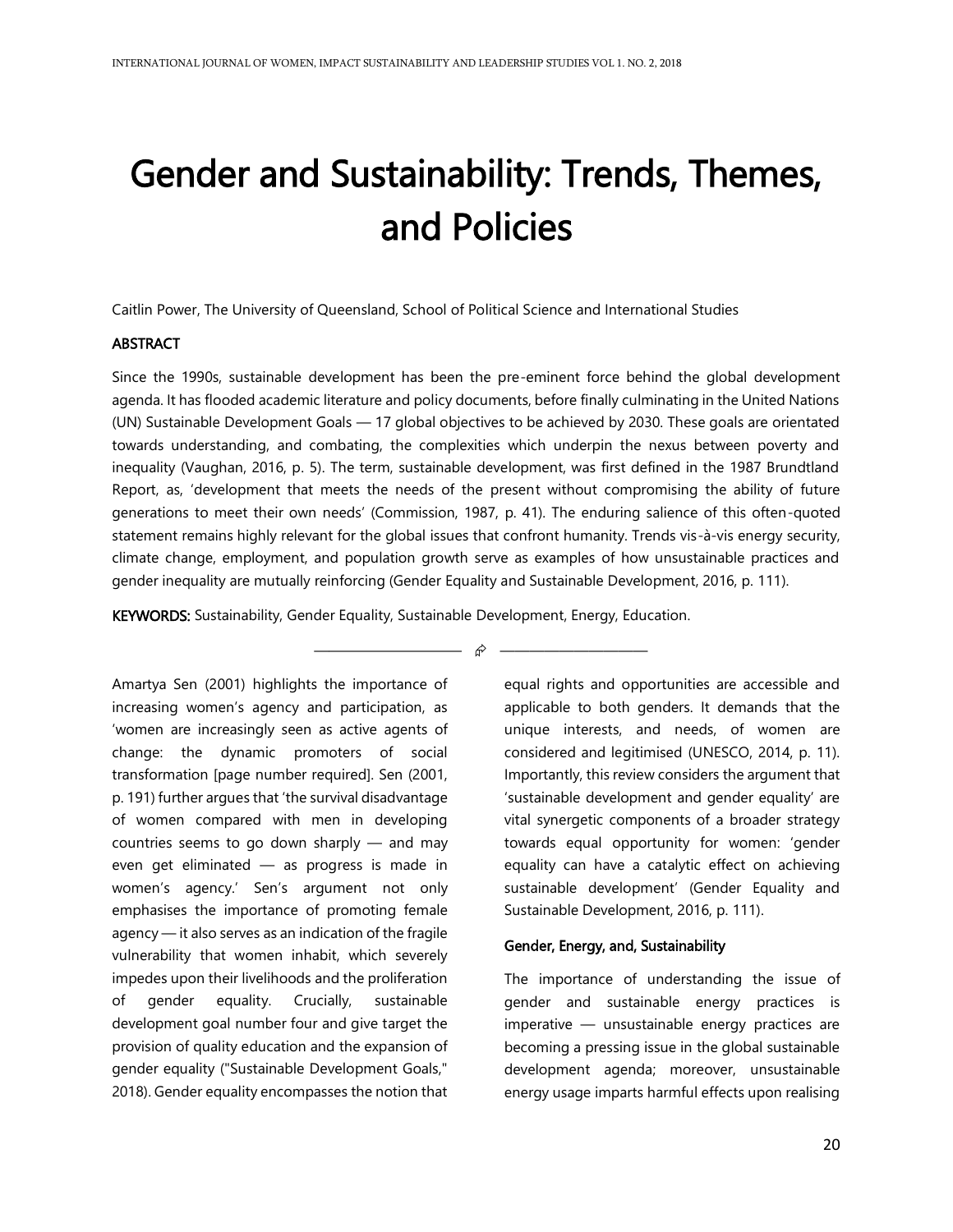# Gender and Sustainability: Trends, Themes, and Policies

Caitlin Power, The University of Queensland, School of Political Science and International Studies

### ABSTRACT

Since the 1990s, sustainable development has been the pre-eminent force behind the global development agenda. It has flooded academic literature and policy documents, before finally culminating in the United Nations (UN) Sustainable Development Goals — 17 global objectives to be achieved by 2030. These goals are orientated towards understanding, and combating, the complexities which underpin the nexus between poverty and inequality (Vaughan, 2016, p. 5). The term, sustainable development, was first defined in the 1987 Brundtland Report, as, 'development that meets the needs of the present without compromising the ability of future generations to meet their own needs' (Commission, 1987, p. 41). The enduring salience of this often-quoted statement remains highly relevant for the global issues that confront humanity. Trends vis-à-vis energy security, climate change, employment, and population growth serve as examples of how unsustainable practices and gender inequality are mutually reinforcing (Gender Equality and Sustainable Development, 2016, p. 111).

**KEYWORDS:** Sustainability, Gender Equality, Sustainable Development, Energy, Education.

---

Amartya Sen (2001) highlights the importance of increasing women's agency and participation, as 'women are increasingly seen as active agents of change: the dynamic promoters of social transformation [page number required]. Sen (2001, p. 191) further argues that 'the survival disadvantage of women compared with men in developing countries seems to go down sharply — and may even get eliminated — as progress is made in women's agency.' Sen's argument not only emphasises the importance of promoting female agency — it also serves as an indication of the fragile vulnerability that women inhabit, which severely impedes upon their livelihoods and the proliferation of gender equality. Crucially, sustainable development goal number four and give target the provision of quality education and the expansion of gender equality ("Sustainable Development Goals," 2018). Gender equality encompasses the notion that equal rights and opportunities are accessible and applicable to both genders. It demands that the unique interests, and needs, of women are considered and legitimised (UNESCO, 2014, p. 11). Importantly, this review considers the argument that 'sustainable development and gender equality' are vital synergetic components of a broader strategy towards equal opportunity for women: 'gender equality can have a catalytic effect on achieving sustainable development' (Gender Equality and Sustainable Development, 2016, p. 111).

### Gender, Energy, and, Sustainability

The importance of understanding the issue of gender and sustainable energy practices is imperative — unsustainable energy practices are becoming a pressing issue in the global sustainable development agenda; moreover, unsustainable energy usage imparts harmful effects upon realising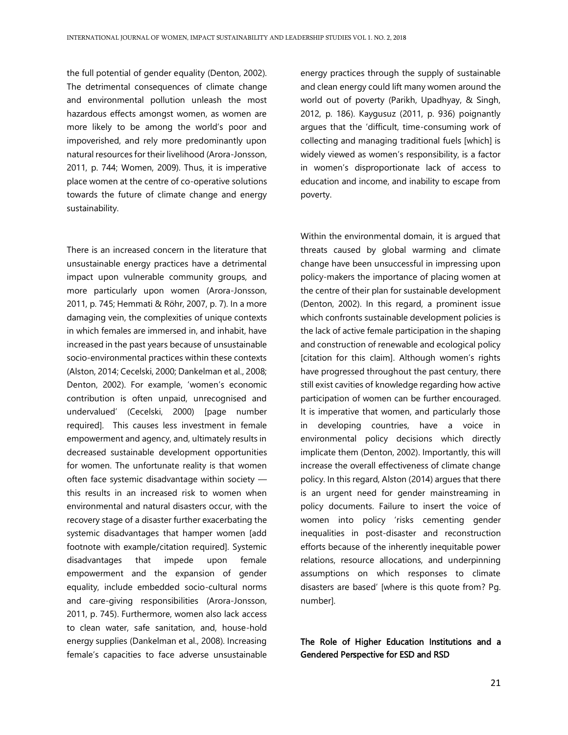the full potential of gender equality (Denton, 2002). The detrimental consequences of climate change and environmental pollution unleash the most hazardous effects amongst women, as women are more likely to be among the world's poor and impoverished, and rely more predominantly upon natural resources for their livelihood (Arora-Jonsson, 2011, p. 744; Women, 2009). Thus, it is imperative place women at the centre of co-operative solutions towards the future of climate change and energy sustainability.

There is an increased concern in the literature that unsustainable energy practices have a detrimental impact upon vulnerable community groups, and more particularly upon women (Arora-Jonsson, 2011, p. 745; Hemmati & Röhr, 2007, p. 7). In a more damaging vein, the complexities of unique contexts in which females are immersed in, and inhabit, have increased in the past years because of unsustainable socio-environmental practices within these contexts (Alston, 2014; Cecelski, 2000; Dankelman et al., 2008; Denton, 2002). For example, 'women's economic contribution is often unpaid, unrecognised and undervalued' (Cecelski, 2000) [page number required]. This causes less investment in female empowerment and agency, and, ultimately results in decreased sustainable development opportunities for women. The unfortunate reality is that women often face systemic disadvantage within society — this results in an increased risk to women when environmental and natural disasters occur, with the recovery stage of a disaster further exacerbating the systemic disadvantages that hamper women [add footnote with example/citation required]. Systemic disadvantages that impede upon female empowerment and the expansion of gender equality, include embedded socio-cultural norms and care-giving responsibilities (Arora-Jonsson, 2011, p. 745). Furthermore, women also lack access to clean water, safe sanitation, and, house-hold energy supplies (Dankelman et al., 2008). Increasing female's capacities to face adverse unsustainable energy practices through the supply of sustainable and clean energy could lift many women around the world out of poverty (Parikh, Upadhyay, & Singh, 2012, p. 186). Kaygusuz (2011, p. 936) poignantly argues that the 'difficult, time-consuming work of collecting and managing traditional fuels [which] is widely viewed as women's responsibility, is a factor in women's disproportionate lack of access to education and income, and inability to escape from poverty.

Within the environmental domain, it is argued that threats caused by global warming and climate change have been unsuccessful in impressing upon policy-makers the importance of placing women at the centre of their plan for sustainable development (Denton, 2002). In this regard, a prominent issue which confronts sustainable development policies is the lack of active female participation in the shaping and construction of renewable and ecological policy [citation for this claim]. Although women's rights have progressed throughout the past century, there still exist cavities of knowledge regarding how active participation of women can be further encouraged. It is imperative that women, and particularly those in developing countries, have a voice in environmental policy decisions which directly implicate them (Denton, 2002). Importantly, this will increase the overall effectiveness of climate change policy. In this regard, Alston (2014) argues that there is an urgent need for gender mainstreaming in policy documents. Failure to insert the voice of women into policy 'risks cementing gender inequalities in post-disaster and reconstruction efforts because of the inherently inequitable power relations, resource allocations, and underpinning assumptions on which responses to climate disasters are based' [where is this quote from? Pg. number].

## The Role of Higher Education Institutions and a Gendered Perspective for ESD and RSD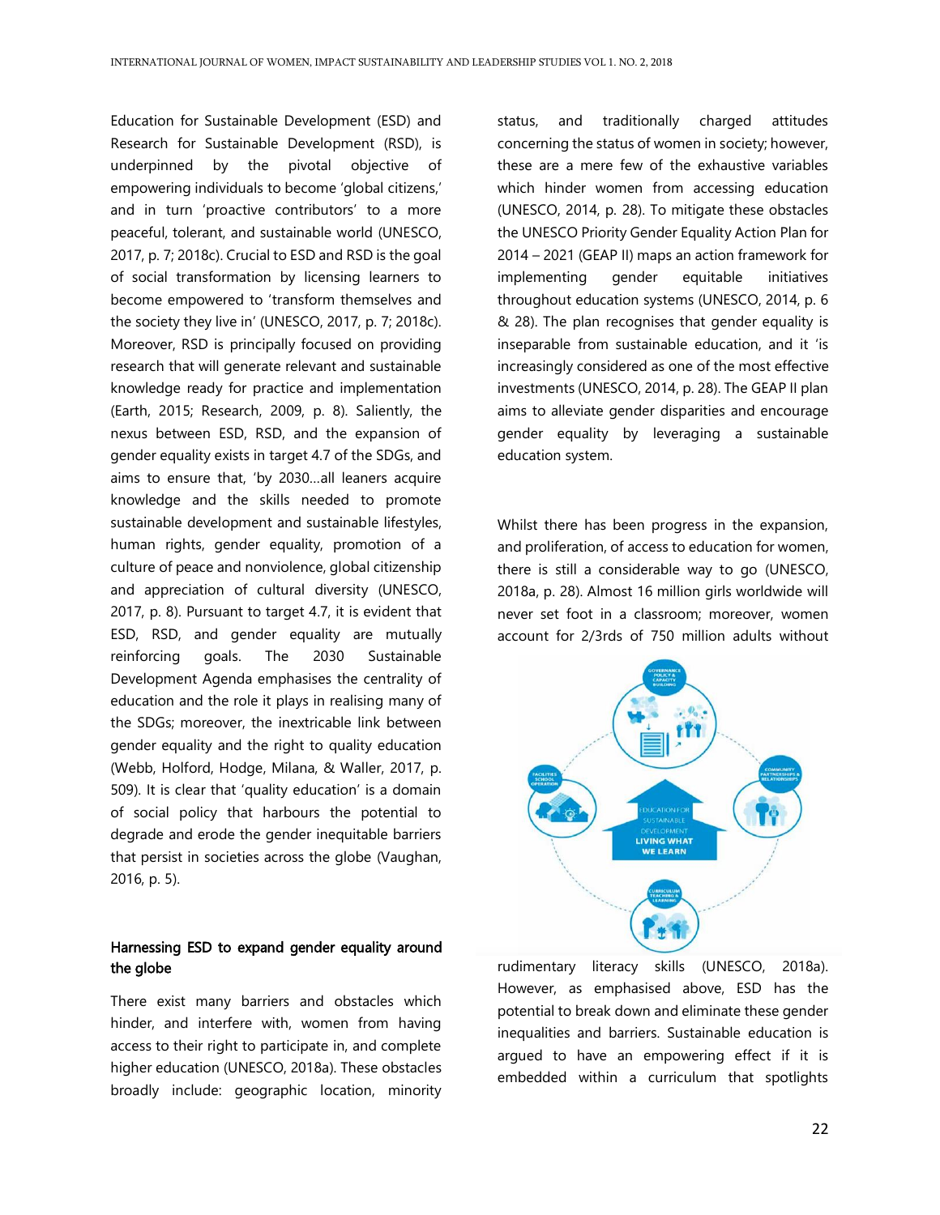Education for Sustainable Development (ESD) and Research for Sustainable Development (RSD), is underpinned by the pivotal objective of empowering individuals to become 'global citizens,' and in turn 'proactive contributors' to a more peaceful, tolerant, and sustainable world (UNESCO, 2017, p. 7; 2018c). Crucial to ESD and RSD is the goal of social transformation by licensing learners to become empowered to 'transform themselves and the society they live in' (UNESCO, 2017, p. 7; 2018c). Moreover, RSD is principally focused on providing research that will generate relevant and sustainable knowledge ready for practice and implementation (Earth, 2015; Research, 2009, p. 8). Saliently, the nexus between ESD, RSD, and the expansion of gender equality exists in target 4.7 of the SDGs, and aims to ensure that, 'by 2030…all leaners acquire knowledge and the skills needed to promote sustainable development and sustainable lifestyles, human rights, gender equality, promotion of a culture of peace and nonviolence, global citizenship and appreciation of cultural diversity (UNESCO, 2017, p. 8). Pursuant to target 4.7, it is evident that ESD, RSD, and gender equality are mutually reinforcing goals. The 2030 Sustainable Development Agenda emphasises the centrality of education and the role it plays in realising many of the SDGs; moreover, the inextricable link between gender equality and the right to quality education (Webb, Holford, Hodge, Milana, & Waller, 2017, p. 509). It is clear that 'quality education' is a domain of social policy that harbours the potential to degrade and erode the gender inequitable barriers that persist in societies across the globe (Vaughan, 2016, p. 5).

### Harnessing ESD to expand gender equality around the globe

There exist many barriers and obstacles which hinder, and interfere with, women from having access to their right to participate in, and complete higher education (UNESCO, 2018a). These obstacles broadly include: geographic location, minority status, and traditionally charged attitudes concerning the status of women in society; however, these are a mere few of the exhaustive variables which hinder women from accessing education (UNESCO, 2014, p. 28). To mitigate these obstacles the UNESCO Priority Gender Equality Action Plan for 2014 – 2021 (GEAP II) maps an action framework for implementing gender equitable initiatives throughout education systems (UNESCO, 2014, p. 6 & 28). The plan recognises that gender equality is inseparable from sustainable education, and it 'is increasingly considered as one of the most effective investments (UNESCO, 2014, p. 28). The GEAP II plan aims to alleviate gender disparities and encourage gender equality by leveraging a sustainable education system.

Whilst there has been progress in the expansion, and proliferation, of access to education for women, there is still a considerable way to go (UNESCO, 2018a, p. 28). Almost 16 million girls worldwide will never set foot in a classroom; moreover, women account for 2/3rds of 750 million adults without rudimentary literacy skills (UNESCO, 2018a). However, as emphasised above, ESD has the potential to break down and eliminate these gender inequalities and barriers. Sustainable education is argued to have an empowering effect if it is embedded within a curriculum that spotlights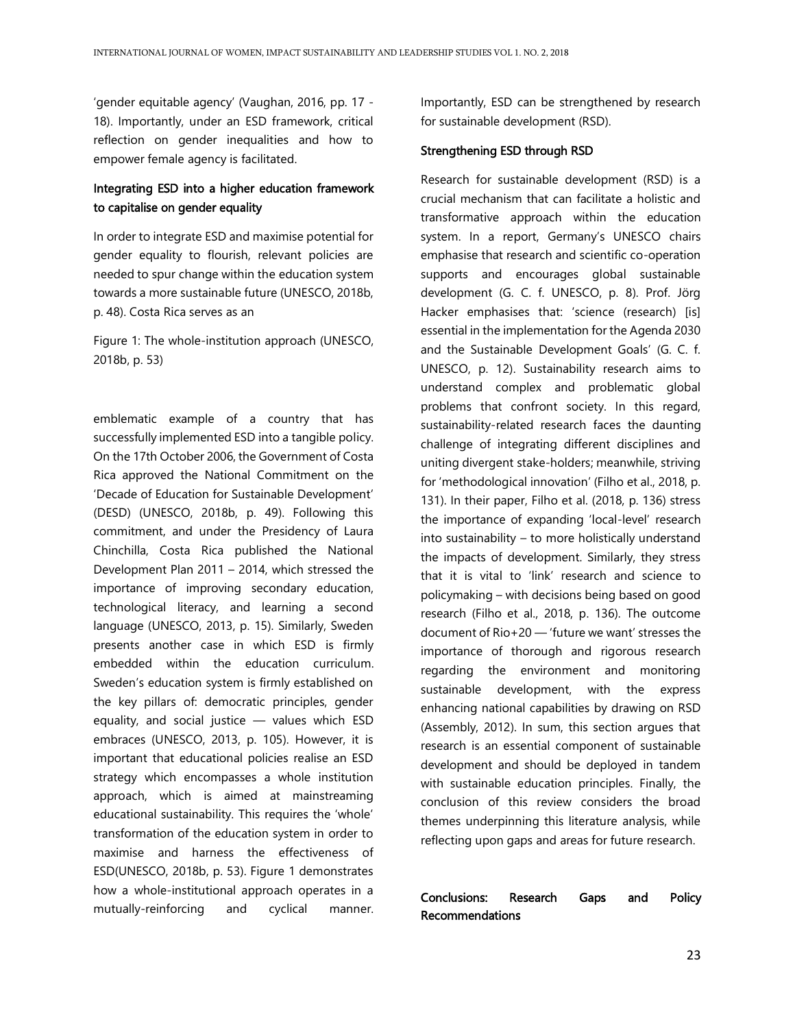'gender equitable agency' (Vaughan, 2016, pp. 17 - 18). Importantly, under an ESD framework, critical reflection on gender inequalities and how to empower female agency is facilitated.

### Integrating ESD into a higher education framework to capitalise on gender equality

In order to integrate ESD and maximise potential for gender equality to flourish, relevant policies are needed to spur change within the education system towards a more sustainable future (UNESCO, 2018b, p. 48). Costa Rica serves as an emblematic example of a country that has successfully implemented ESD into a tangible policy. On the 17th October 2006, the Government of Costa Rica approved the National Commitment on the 'Decade of Education for Sustainable Development' (DESD) (UNESCO, 2018b, p. 49). Following this commitment, and under the Presidency of Laura Chinchilla, Costa Rica published the National Development Plan 2011 – 2014, which stressed the importance of improving secondary education, technological literacy, and learning a second language (UNESCO, 2013, p. 15). Similarly, Sweden presents another case in which ESD is firmly embedded within the education curriculum. Sweden's education system is firmly established on the key pillars of: democratic principles, gender equality, and social justice — values which ESD embraces (UNESCO, 2013, p. 105). However, it is important that educational policies realise an ESD strategy which encompasses a whole institution approach, which is aimed at mainstreaming educational sustainability. This requires the 'whole' transformation of the education system in order to maximise and harness the effectiveness of ESD(UNESCO, 2018b, p. 53). Figure 1 demonstrates how a whole-institutional approach operates in a mutually-reinforcing and cyclical manner. Importantly, ESD can be strengthened by research for sustainable development (RSD).

Figure 1: The whole-institution approach (UNESCO, 2018b, p. 53)

### Strengthening ESD through RSD

Research for sustainable development (RSD) is a crucial mechanism that can facilitate a holistic and transformative approach within the education system. In a report, Germany's UNESCO chairs emphasise that research and scientific co-operation supports and encourages global sustainable development (G. C. f. UNESCO, p. 8). Prof. Jörg Hacker emphasises that: 'science (research) [is] essential in the implementation for the Agenda 2030 and the Sustainable Development Goals' (G. C. f. UNESCO, p. 12). Sustainability research aims to understand complex and problematic global problems that confront society. In this regard, sustainability-related research faces the daunting challenge of integrating different disciplines and uniting divergent stake-holders; meanwhile, striving for 'methodological innovation' (Filho et al., 2018, p. 131). In their paper, Filho et al. (2018, p. 136) stress the importance of expanding 'local-level' research into sustainability – to more holistically understand the impacts of development. Similarly, they stress that it is vital to 'link' research and science to policymaking – with decisions being based on good research (Filho et al., 2018, p. 136). The outcome document of Rio+20 — 'future we want' stresses the importance of thorough and rigorous research regarding the environment and monitoring sustainable development, with the express enhancing national capabilities by drawing on RSD (Assembly, 2012). In sum, this section argues that research is an essential component of sustainable development and should be deployed in tandem with sustainable education principles. Finally, the conclusion of this review considers the broad themes underpinning this literature analysis, while reflecting upon gaps and areas for future research.

### Conclusions: Research Gaps and Policy Recommendations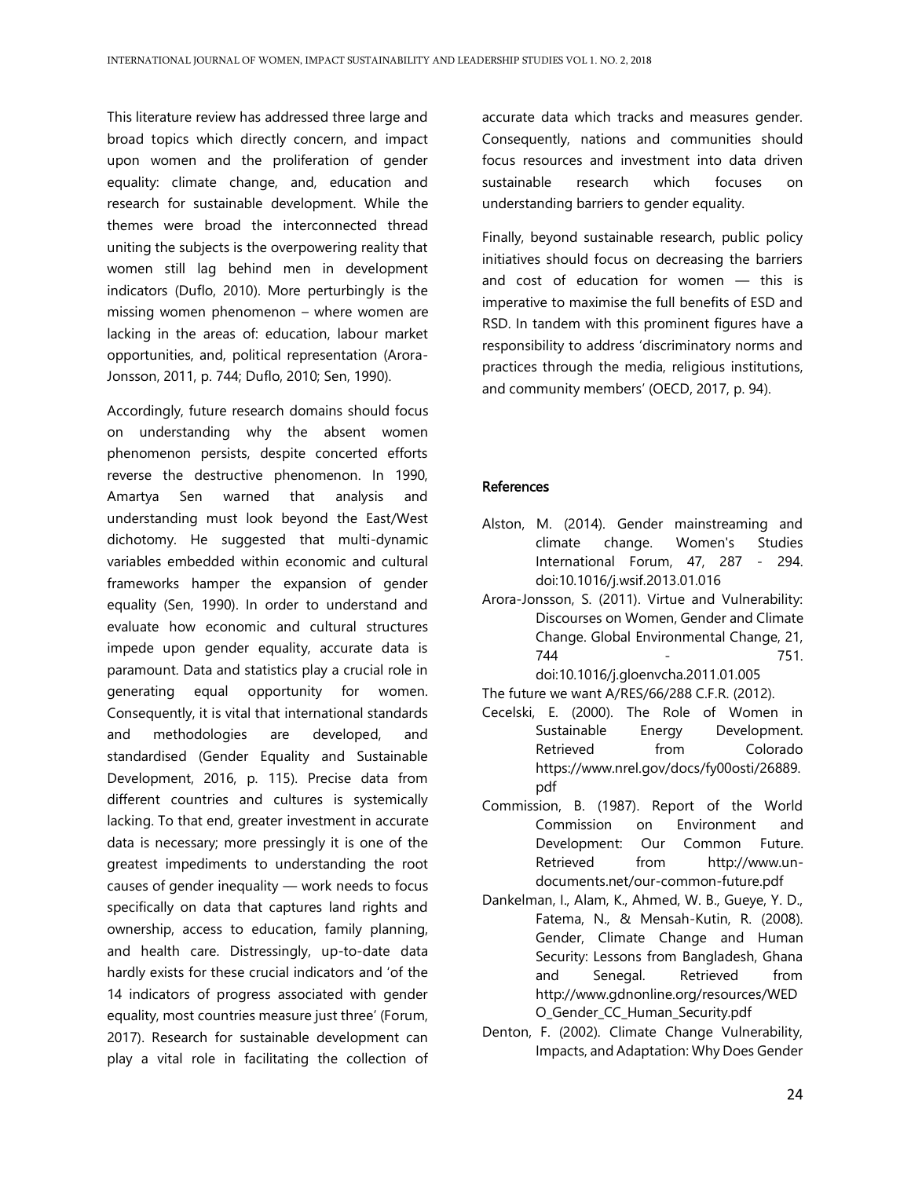This literature review has addressed three large and broad topics which directly concern, and impact upon women and the proliferation of gender equality: climate change, and, education and research for sustainable development. While the themes were broad the interconnected thread uniting the subjects is the overpowering reality that women still lag behind men in development indicators (Duflo, 2010). More perturbingly is the missing women phenomenon – where women are lacking in the areas of: education, labour market opportunities, and, political representation (Arora-Jonsson, 2011, p. 744; Duflo, 2010; Sen, 1990).

Accordingly, future research domains should focus on understanding why the absent women phenomenon persists, despite concerted efforts reverse the destructive phenomenon. In 1990, Amartya Sen warned that analysis and understanding must look beyond the East/West dichotomy. He suggested that multi-dynamic variables embedded within economic and cultural frameworks hamper the expansion of gender equality (Sen, 1990). In order to understand and evaluate how economic and cultural structures impede upon gender equality, accurate data is paramount. Data and statistics play a crucial role in generating equal opportunity for women. Consequently, it is vital that international standards and methodologies are developed, and standardised (Gender Equality and Sustainable Development, 2016, p. 115). Precise data from different countries and cultures is systemically lacking. To that end, greater investment in accurate data is necessary; more pressingly it is one of the greatest impediments to understanding the root causes of gender inequality — work needs to focus specifically on data that captures land rights and ownership, access to education, family planning, and health care. Distressingly, up-to-date data hardly exists for these crucial indicators and 'of the 14 indicators of progress associated with gender equality, most countries measure just three' (Forum, 2017). Research for sustainable development can play a vital role in facilitating the collection of accurate data which tracks and measures gender. Consequently, nations and communities should focus resources and investment into data driven sustainable research which focuses on understanding barriers to gender equality.

Finally, beyond sustainable research, public policy initiatives should focus on decreasing the barriers and cost of education for women — this is imperative to maximise the full benefits of ESD and RSD. In tandem with this prominent figures have a responsibility to address 'discriminatory norms and practices through the media, religious institutions, and community members' (OECD, 2017, p. 94).

## References

Alston, M. (2014). Gender mainstreaming and climate change. Women's Studies International Forum, 47, 287 - 294. doi:10.1016/j.wsif.2013.01.016

Arora-Jonsson, S. (2011). Virtue and Vulnerability: Discourses on Women, Gender and Climate Change. Global Environmental Change, 21, 744 - 751. doi:10.1016/j.gloenvcha.2011.01.005

The future we want A/RES/66/288 C.F.R. (2012).

Cecelski, E. (2000). The Role of Women in Sustainable Energy Development. Retrieved from Colorado https://www.nrel.gov/docs/fy00osti/26889.pdf

Commission, B. (1987). Report of the World Commission on Environment and Development: Our Common Future. Retrieved from http://www.un-documents.net/our-common-future.pdf

Dankelman, I., Alam, K., Ahmed, W. B., Gueye, Y. D., Fatema, N., & Mensah-Kutin, R. (2008). Gender, Climate Change and Human Security: Lessons from Bangladesh, Ghana and Senegal. Retrieved from http://www.gdnonline.org/resources/WEDO_Gender_CC_Human_Security.pdf

Denton, F. (2002). Climate Change Vulnerability, Impacts, and Adaptation: Why Does Gender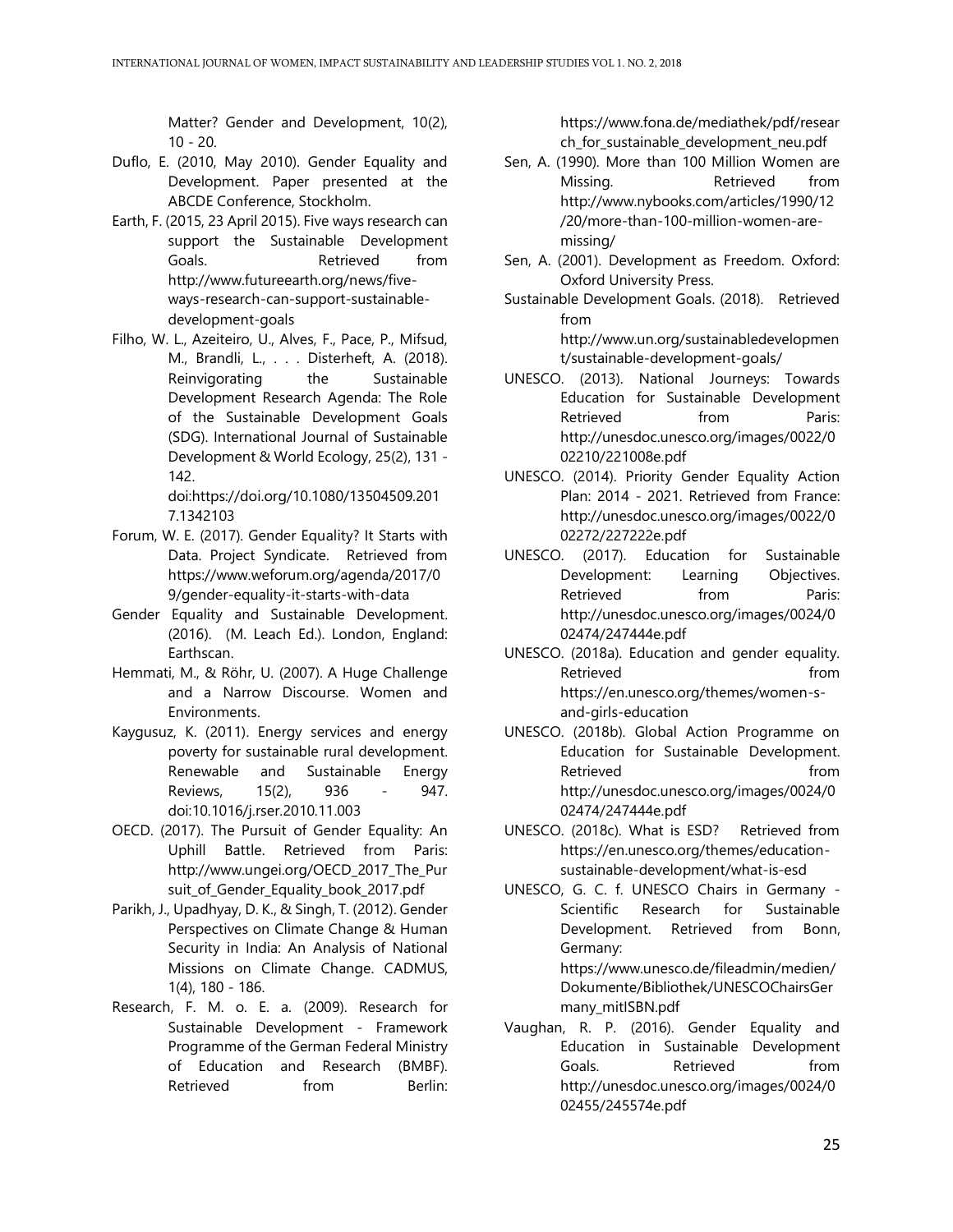Matter? Gender and Development, 10(2), 10 - 20.

Duflo, E. (2010, May 2010). Gender Equality and Development. Paper presented at the ABCDE Conference, Stockholm.

Earth, F. (2015, 23 April 2015). Five ways research can support the Sustainable Development Goals. Retrieved from http://www.futureearth.org/news/five-ways-research-can-support-sustainable-development-goals

Filho, W. L., Azeiteiro, U., Alves, F., Pace, P., Mifsud, M., Brandli, L., . . . Disterheft, A. (2018). Reinvigorating the Sustainable Development Research Agenda: The Role of the Sustainable Development Goals (SDG). International Journal of Sustainable Development & World Ecology, 25(2), 131 - 142. doi:https://doi.org/10.1080/13504509.2017.1342103

Forum, W. E. (2017). Gender Equality? It Starts with Data. Project Syndicate. Retrieved from https://www.weforum.org/agenda/2017/09/gender-equality-it-starts-with-data

Gender Equality and Sustainable Development. (2016). (M. Leach Ed.). London, England: Earthscan.

Hemmati, M., & Röhr, U. (2007). A Huge Challenge and a Narrow Discourse. Women and Environments.

Kaygusuz, K. (2011). Energy services and energy poverty for sustainable rural development. Renewable and Sustainable Energy Reviews, 15(2), 936 - 947. doi:10.1016/j.rser.2010.11.003

OECD. (2017). The Pursuit of Gender Equality: An Uphill Battle. Retrieved from Paris: http://www.ungei.org/OECD_2017_The_Pursuit_of_Gender_Equality_book_2017.pdf

Parikh, J., Upadhyay, D. K., & Singh, T. (2012). Gender Perspectives on Climate Change & Human Security in India: An Analysis of National Missions on Climate Change. CADMUS, 1(4), 180 - 186.

Research, F. M. o. E. a. (2009). Research for Sustainable Development - Framework Programme of the German Federal Ministry of Education and Research (BMBF). Retrieved from Berlin: https://www.fona.de/mediathek/pdf/research_for_sustainable_development_neu.pdf

Sen, A. (1990). More than 100 Million Women are Missing. Retrieved from http://www.nybooks.com/articles/1990/12/20/more-than-100-million-women-are-missing/

Sen, A. (2001). Development as Freedom. Oxford: Oxford University Press.

Sustainable Development Goals. (2018). Retrieved from http://www.un.org/sustainabledevelopment/sustainable-development-goals/

UNESCO. (2013). National Journeys: Towards Education for Sustainable Development Retrieved from Paris: http://unesdoc.unesco.org/images/0022/002210/221008e.pdf

UNESCO. (2014). Priority Gender Equality Action Plan: 2014 - 2021. Retrieved from France: http://unesdoc.unesco.org/images/0022/002272/227222e.pdf

UNESCO. (2017). Education for Sustainable Development: Learning Objectives. Retrieved from Paris: http://unesdoc.unesco.org/images/0024/002474/247444e.pdf

UNESCO. (2018a). Education and gender equality. Retrieved from https://en.unesco.org/themes/women-s-and-girls-education

UNESCO. (2018b). Global Action Programme on Education for Sustainable Development. Retrieved from http://unesdoc.unesco.org/images/0024/002474/247444e.pdf

UNESCO. (2018c). What is ESD? Retrieved from https://en.unesco.org/themes/education-sustainable-development/what-is-esd

UNESCO, G. C. f. UNESCO Chairs in Germany - Scientific Research for Sustainable Development. Retrieved from Bonn, Germany: https://www.unesco.de/fileadmin/medien/Dokumente/Bibliothek/UNESCOChairsGermany_mitISBN.pdf

Vaughan, R. P. (2016). Gender Equality and Education in Sustainable Development Goals. Retrieved from http://unesdoc.unesco.org/images/0024/002455/245574e.pdf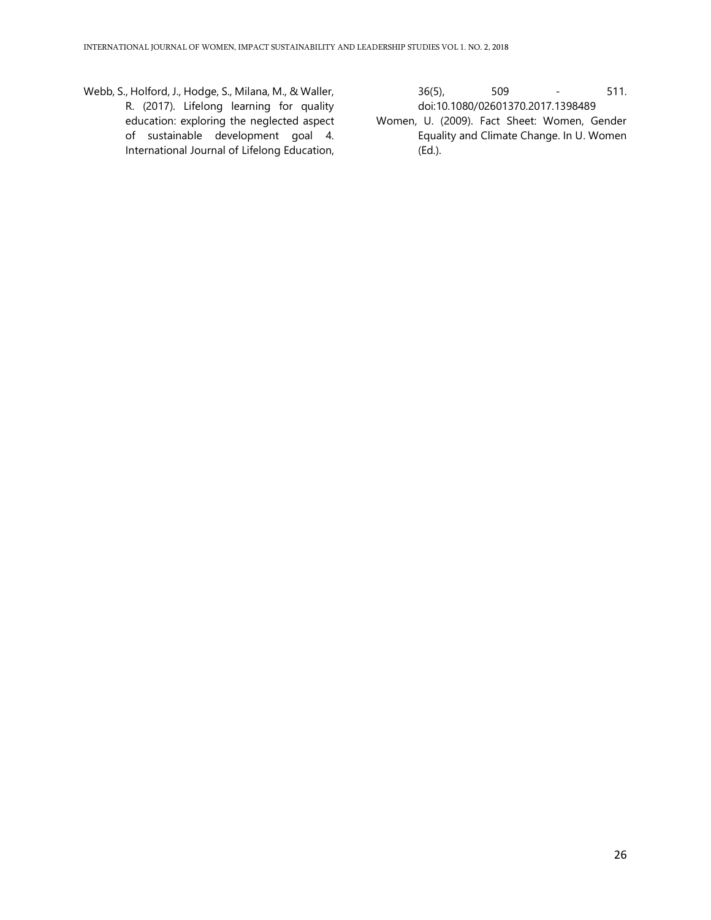Webb, S., Holford, J., Hodge, S., Milana, M., & Waller, R. (2017). Lifelong learning for quality education: exploring the neglected aspect of sustainable development goal 4. International Journal of Lifelong Education, 36(5), 509 - 511. doi:10.1080/02601370.2017.1398489

Women, U. (2009). Fact Sheet: Women, Gender Equality and Climate Change. In U. Women (Ed.).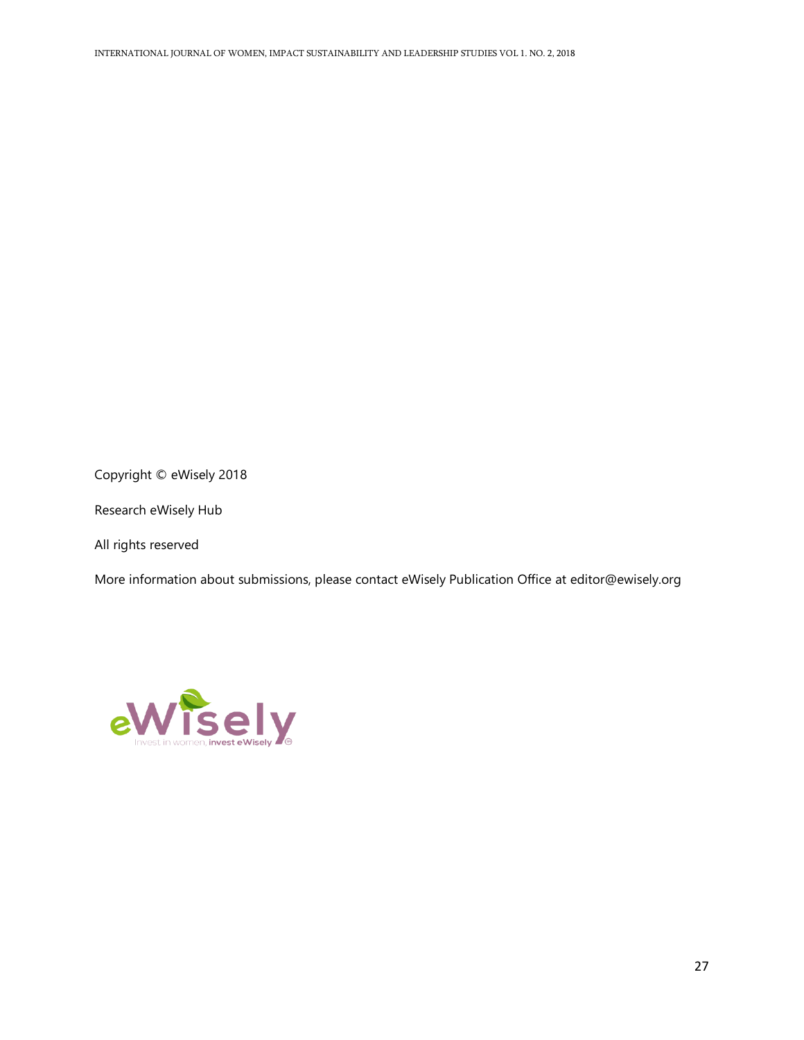Copyright © eWisely 2018

Research eWisely Hub

All rights reserved

More information about submissions, please contact eWisely Publication Office at editor@ewisely.org